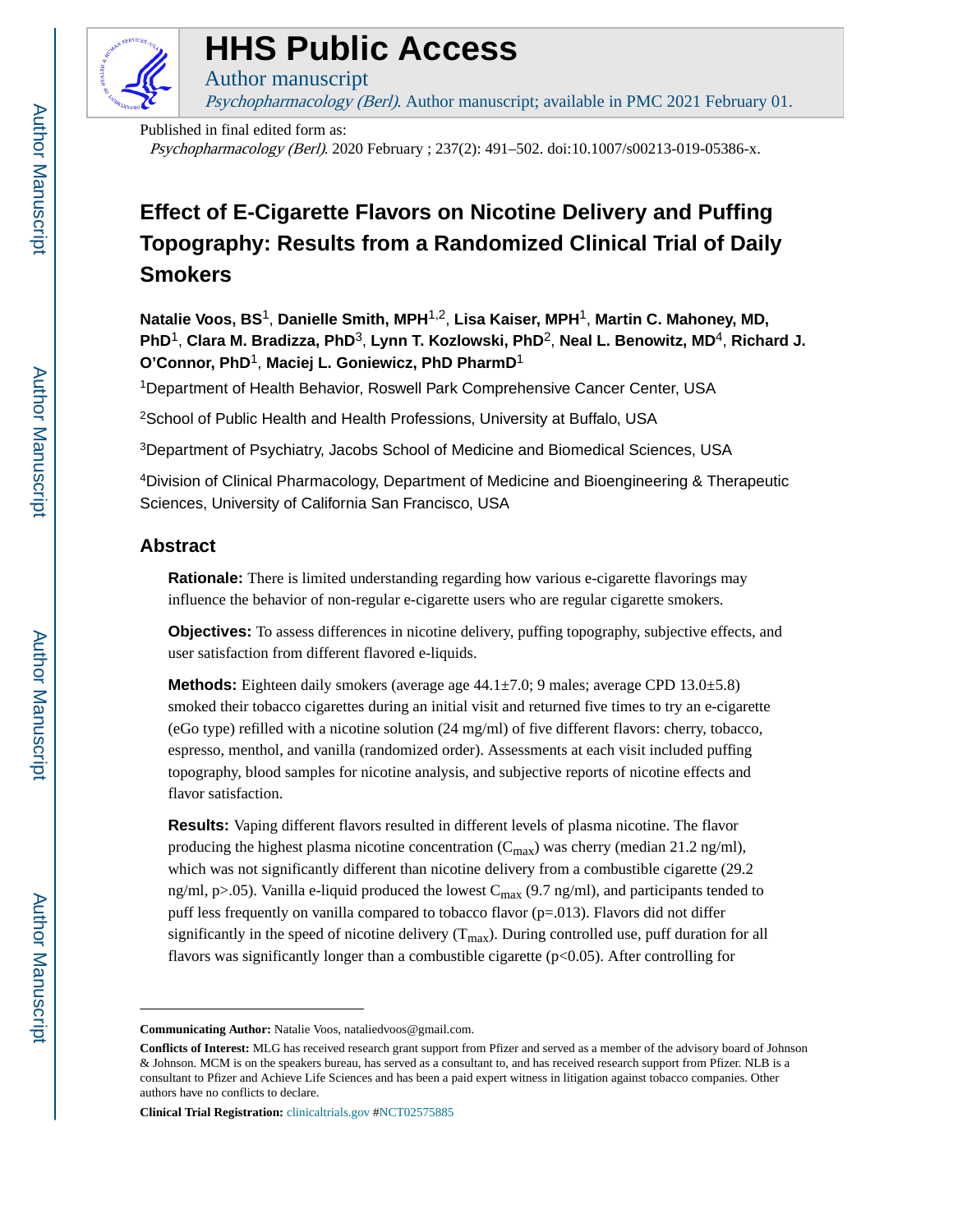# HHS Public Access

Author manuscript

*Psychopharmacology (Berl)*. Author manuscript; available in PMC 2021 February 01.

Published in final edited form as:

*Psychopharmacology (Berl)*. 2020 February ; 237(2): 491–502. doi:10.1007/s00213-019-05386-x.

# Effect of E-Cigarette Flavors on Nicotine Delivery and Puffing Topography: Results from a Randomized Clinical Trial of Daily Smokers

**Natalie Voos, BS**[1], **Danielle Smith, MPH**[1,2], **Lisa Kaiser, MPH**[1], **Martin C. Mahoney, MD, PhD**[1], **Clara M. Bradizza, PhD**[3], **Lynn T. Kozlowski, PhD**[2], **Neal L. Benowitz, MD**[4], **Richard J. O'Connor, PhD**[1], **Maciej L. Goniewicz, PhD PharmD**[1]

[1]Department of Health Behavior, Roswell Park Comprehensive Cancer Center, USA

[2]School of Public Health and Health Professions, University at Buffalo, USA

[3]Department of Psychiatry, Jacobs School of Medicine and Biomedical Sciences, USA

[4]Division of Clinical Pharmacology, Department of Medicine and Bioengineering & Therapeutic Sciences, University of California San Francisco, USA

## Abstract

**Rationale:** There is limited understanding regarding how various e-cigarette flavorings may influence the behavior of non-regular e-cigarette users who are regular cigarette smokers.

**Objectives:** To assess differences in nicotine delivery, puffing topography, subjective effects, and user satisfaction from different flavored e-liquids.

**Methods:** Eighteen daily smokers (average age 44.1±7.0; 9 males; average CPD 13.0±5.8) smoked their tobacco cigarettes during an initial visit and returned five times to try an e-cigarette (eGo type) refilled with a nicotine solution (24 mg/ml) of five different flavors: cherry, tobacco, espresso, menthol, and vanilla (randomized order). Assessments at each visit included puffing topography, blood samples for nicotine analysis, and subjective reports of nicotine effects and flavor satisfaction.

**Results:** Vaping different flavors resulted in different levels of plasma nicotine. The flavor producing the highest plasma nicotine concentration ($C_{max}$) was cherry (median 21.2 ng/ml), which was not significantly different than nicotine delivery from a combustible cigarette (29.2 ng/ml, $p>.05$). Vanilla e-liquid produced the lowest $C_{max}$ (9.7 ng/ml), and participants tended to puff less frequently on vanilla compared to tobacco flavor ($p=.013$). Flavors did not differ significantly in the speed of nicotine delivery ($T_{max}$). During controlled use, puff duration for all flavors was significantly longer than a combustible cigarette ($p<0.05$). After controlling for

**Communicating Author:** Natalie Voos, nataliedvoos@gmail.com.

**Conflicts of Interest:** MLG has received research grant support from Pfizer and served as a member of the advisory board of Johnson & Johnson. MCM is on the speakers bureau, has served as a consultant to, and has received research support from Pfizer. NLB is a consultant to Pfizer and Achieve Life Sciences and has been a paid expert witness in litigation against tobacco companies. Other authors have no conflicts to declare.

**Clinical Trial Registration:** clinicaltrials.gov #NCT02575885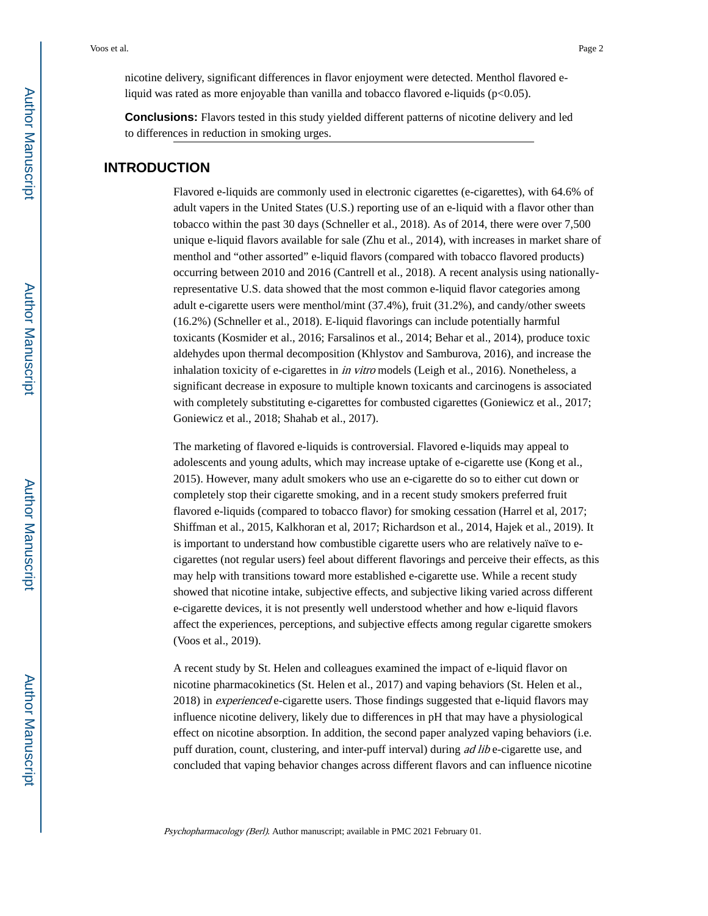nicotine delivery, significant differences in flavor enjoyment were detected. Menthol flavored e-liquid was rated as more enjoyable than vanilla and tobacco flavored e-liquids ($p<0.05$).

**Conclusions:** Flavors tested in this study yielded different patterns of nicotine delivery and led to differences in reduction in smoking urges.

## INTRODUCTION

Flavored e-liquids are commonly used in electronic cigarettes (e-cigarettes), with 64.6% of adult vapers in the United States (U.S.) reporting use of an e-liquid with a flavor other than tobacco within the past 30 days (Schneller et al., 2018). As of 2014, there were over 7,500 unique e-liquid flavors available for sale (Zhu et al., 2014), with increases in market share of menthol and "other assorted" e-liquid flavors (compared with tobacco flavored products) occurring between 2010 and 2016 (Cantrell et al., 2018). A recent analysis using nationally-representative U.S. data showed that the most common e-liquid flavor categories among adult e-cigarette users were menthol/mint (37.4%), fruit (31.2%), and candy/other sweets (16.2%) (Schneller et al., 2018). E-liquid flavorings can include potentially harmful toxicants (Kosmider et al., 2016; Farsalinos et al., 2014; Behar et al., 2014), produce toxic aldehydes upon thermal decomposition (Khlystov and Samburova, 2016), and increase the inhalation toxicity of e-cigarettes in *in vitro* models (Leigh et al., 2016). Nonetheless, a significant decrease in exposure to multiple known toxicants and carcinogens is associated with completely substituting e-cigarettes for combusted cigarettes (Goniewicz et al., 2017; Goniewicz et al., 2018; Shahab et al., 2017).

The marketing of flavored e-liquids is controversial. Flavored e-liquids may appeal to adolescents and young adults, which may increase uptake of e-cigarette use (Kong et al., 2015). However, many adult smokers who use an e-cigarette do so to either cut down or completely stop their cigarette smoking, and in a recent study smokers preferred fruit flavored e-liquids (compared to tobacco flavor) for smoking cessation (Harrel et al, 2017; Shiffman et al., 2015, Kalkhoran et al, 2017; Richardson et al., 2014, Hajek et al., 2019). It is important to understand how combustible cigarette users who are relatively naïve to e-cigarettes (not regular users) feel about different flavorings and perceive their effects, as this may help with transitions toward more established e-cigarette use. While a recent study showed that nicotine intake, subjective effects, and subjective liking varied across different e-cigarette devices, it is not presently well understood whether and how e-liquid flavors affect the experiences, perceptions, and subjective effects among regular cigarette smokers (Voos et al., 2019).

A recent study by St. Helen and colleagues examined the impact of e-liquid flavor on nicotine pharmacokinetics (St. Helen et al., 2017) and vaping behaviors (St. Helen et al., 2018) in *experienced* e-cigarette users. Those findings suggested that e-liquid flavors may influence nicotine delivery, likely due to differences in pH that may have a physiological effect on nicotine absorption. In addition, the second paper analyzed vaping behaviors (i.e. puff duration, count, clustering, and inter-puff interval) during *ad lib* e-cigarette use, and concluded that vaping behavior changes across different flavors and can influence nicotine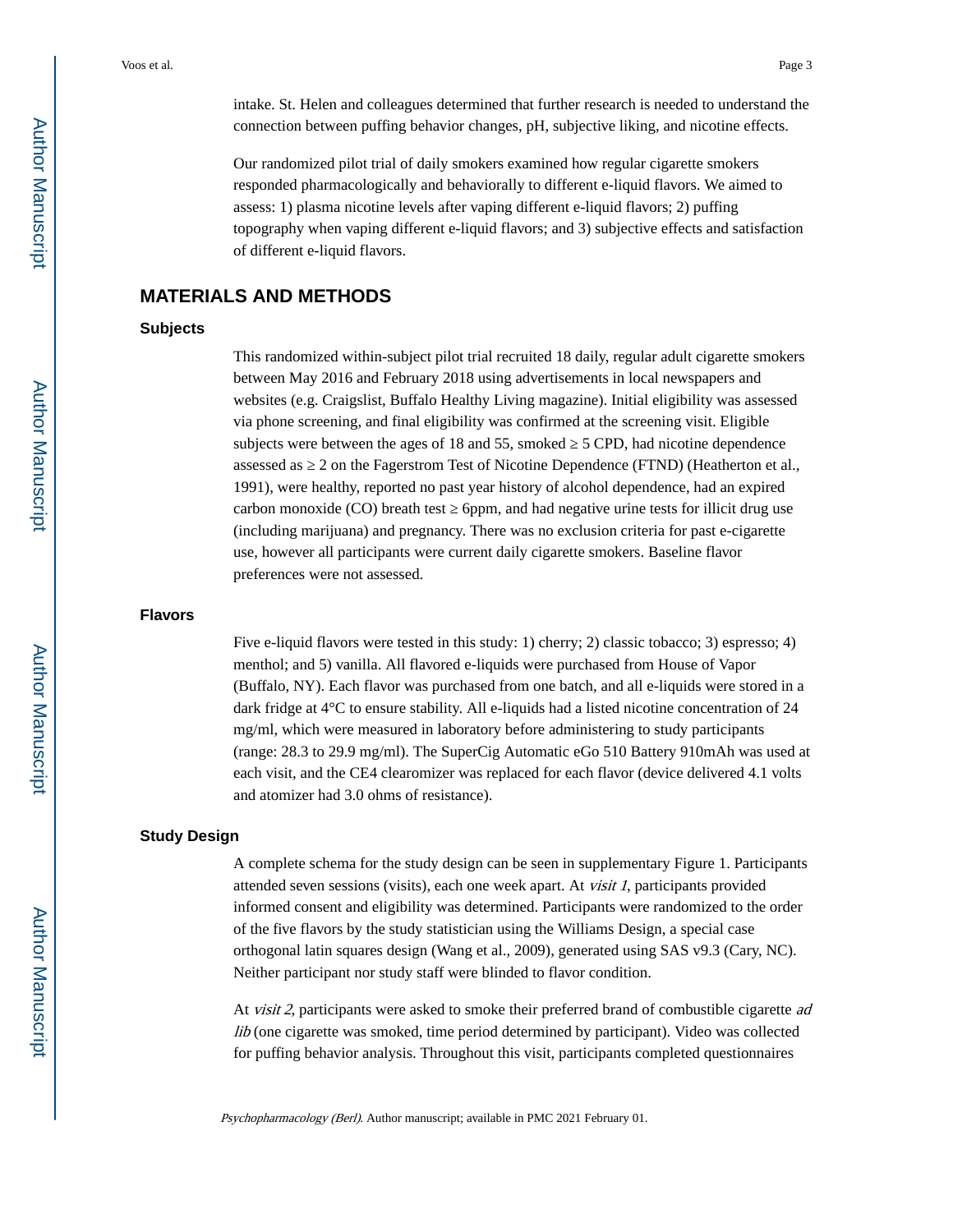intake. St. Helen and colleagues determined that further research is needed to understand the connection between puffing behavior changes, pH, subjective liking, and nicotine effects.

Our randomized pilot trial of daily smokers examined how regular cigarette smokers responded pharmacologically and behaviorally to different e-liquid flavors. We aimed to assess: 1) plasma nicotine levels after vaping different e-liquid flavors; 2) puffing topography when vaping different e-liquid flavors; and 3) subjective effects and satisfaction of different e-liquid flavors.

## MATERIALS AND METHODS

### Subjects

This randomized within-subject pilot trial recruited 18 daily, regular adult cigarette smokers between May 2016 and February 2018 using advertisements in local newspapers and websites (e.g. Craigslist, Buffalo Healthy Living magazine). Initial eligibility was assessed via phone screening, and final eligibility was confirmed at the screening visit. Eligible subjects were between the ages of 18 and 55, smoked ≥ 5 CPD, had nicotine dependence assessed as ≥ 2 on the Fagerstrom Test of Nicotine Dependence (FTND) (Heatherton et al., 1991), were healthy, reported no past year history of alcohol dependence, had an expired carbon monoxide (CO) breath test ≥ 6ppm, and had negative urine tests for illicit drug use (including marijuana) and pregnancy. There was no exclusion criteria for past e-cigarette use, however all participants were current daily cigarette smokers. Baseline flavor preferences were not assessed.

### Flavors

Five e-liquid flavors were tested in this study: 1) cherry; 2) classic tobacco; 3) espresso; 4) menthol; and 5) vanilla. All flavored e-liquids were purchased from House of Vapor (Buffalo, NY). Each flavor was purchased from one batch, and all e-liquids were stored in a dark fridge at 4°C to ensure stability. All e-liquids had a listed nicotine concentration of 24 mg/ml, which were measured in laboratory before administering to study participants (range: 28.3 to 29.9 mg/ml). The SuperCig Automatic eGo 510 Battery 910mAh was used at each visit, and the CE4 clearomizer was replaced for each flavor (device delivered 4.1 volts and atomizer had 3.0 ohms of resistance).

### Study Design

A complete schema for the study design can be seen in supplementary Figure 1. Participants attended seven sessions (visits), each one week apart. At *visit 1*, participants provided informed consent and eligibility was determined. Participants were randomized to the order of the five flavors by the study statistician using the Williams Design, a special case orthogonal latin squares design (Wang et al., 2009), generated using SAS v9.3 (Cary, NC). Neither participant nor study staff were blinded to flavor condition.

At *visit 2*, participants were asked to smoke their preferred brand of combustible cigarette *ad lib* (one cigarette was smoked, time period determined by participant). Video was collected for puffing behavior analysis. Throughout this visit, participants completed questionnaires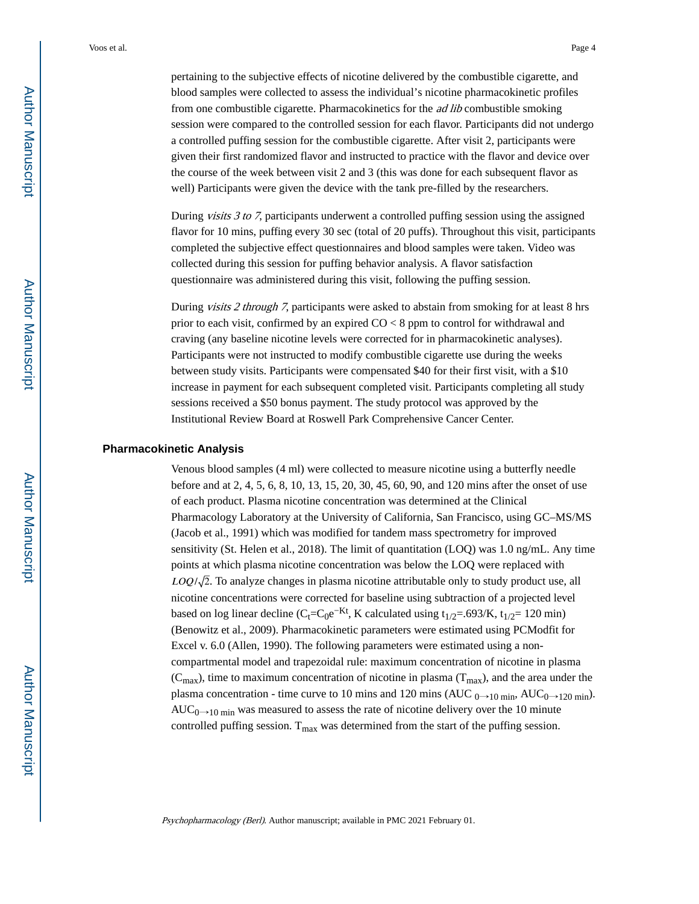pertaining to the subjective effects of nicotine delivered by the combustible cigarette, and blood samples were collected to assess the individual's nicotine pharmacokinetic profiles from one combustible cigarette. Pharmacokinetics for the *ad lib* combustible smoking session were compared to the controlled session for each flavor. Participants did not undergo a controlled puffing session for the combustible cigarette. After visit 2, participants were given their first randomized flavor and instructed to practice with the flavor and device over the course of the week between visit 2 and 3 (this was done for each subsequent flavor as well) Participants were given the device with the tank pre-filled by the researchers.

During *visits 3 to 7*, participants underwent a controlled puffing session using the assigned flavor for 10 mins, puffing every 30 sec (total of 20 puffs). Throughout this visit, participants completed the subjective effect questionnaires and blood samples were taken. Video was collected during this session for puffing behavior analysis. A flavor satisfaction questionnaire was administered during this visit, following the puffing session.

During *visits 2 through 7*, participants were asked to abstain from smoking for at least 8 hrs prior to each visit, confirmed by an expired CO < 8 ppm to control for withdrawal and craving (any baseline nicotine levels were corrected for in pharmacokinetic analyses). Participants were not instructed to modify combustible cigarette use during the weeks between study visits. Participants were compensated $40 for their first visit, with a $10 increase in payment for each subsequent completed visit. Participants completing all study sessions received a $50 bonus payment. The study protocol was approved by the Institutional Review Board at Roswell Park Comprehensive Cancer Center.

## Pharmacokinetic Analysis

Venous blood samples (4 ml) were collected to measure nicotine using a butterfly needle before and at 2, 4, 5, 6, 8, 10, 13, 15, 20, 30, 45, 60, 90, and 120 mins after the onset of use of each product. Plasma nicotine concentration was determined at the Clinical Pharmacology Laboratory at the University of California, San Francisco, using GC–MS/MS (Jacob et al., 1991) which was modified for tandem mass spectrometry for improved sensitivity (St. Helen et al., 2018). The limit of quantitation (LOQ) was 1.0 ng/mL. Any time points at which plasma nicotine concentration was below the LOQ were replaced with $LOQ/\sqrt{2}$. To analyze changes in plasma nicotine attributable only to study product use, all nicotine concentrations were corrected for baseline using subtraction of a projected level based on log linear decline ($C_t = C_0 e^{-Kt}$, K calculated using $t_{1/2} = .693/K$, $t_{1/2} = 120$ min) (Benowitz et al., 2009). Pharmacokinetic parameters were estimated using PCModfit for Excel v. 6.0 (Allen, 1990). The following parameters were estimated using a non-compartmental model and trapezoidal rule: maximum concentration of nicotine in plasma ($C_{max}$), time to maximum concentration of nicotine in plasma ($T_{max}$), and the area under the plasma concentration - time curve to 10 mins and 120 mins ($AUC_{0\rightarrow10\ min}$, $AUC_{0\rightarrow120\ min}$). $AUC_{0\rightarrow10\ min}$ was measured to assess the rate of nicotine delivery over the 10 minute controlled puffing session. $T_{max}$ was determined from the start of the puffing session.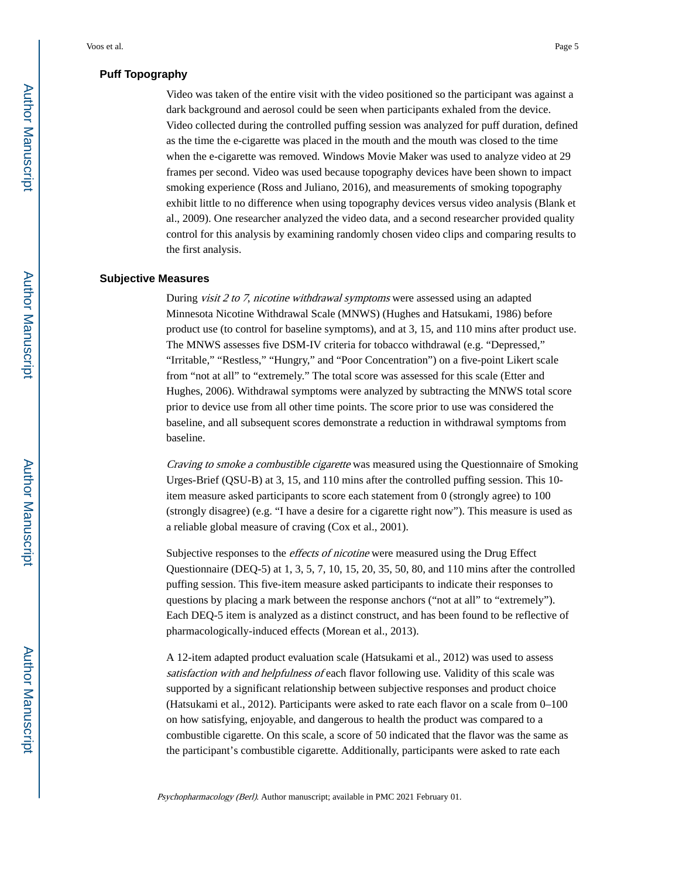### Puff Topography

Video was taken of the entire visit with the video positioned so the participant was against a dark background and aerosol could be seen when participants exhaled from the device. Video collected during the controlled puffing session was analyzed for puff duration, defined as the time the e-cigarette was placed in the mouth and the mouth was closed to the time when the e-cigarette was removed. Windows Movie Maker was used to analyze video at 29 frames per second. Video was used because topography devices have been shown to impact smoking experience (Ross and Juliano, 2016), and measurements of smoking topography exhibit little to no difference when using topography devices versus video analysis (Blank et al., 2009). One researcher analyzed the video data, and a second researcher provided quality control for this analysis by examining randomly chosen video clips and comparing results to the first analysis.

### Subjective Measures

During *visit 2 to 7*, *nicotine withdrawal symptoms* were assessed using an adapted Minnesota Nicotine Withdrawal Scale (MNWS) (Hughes and Hatsukami, 1986) before product use (to control for baseline symptoms), and at 3, 15, and 110 mins after product use. The MNWS assesses five DSM-IV criteria for tobacco withdrawal (e.g. "Depressed," "Irritable," "Restless," "Hungry," and "Poor Concentration") on a five-point Likert scale from "not at all" to "extremely." The total score was assessed for this scale (Etter and Hughes, 2006). Withdrawal symptoms were analyzed by subtracting the MNWS total score prior to device use from all other time points. The score prior to use was considered the baseline, and all subsequent scores demonstrate a reduction in withdrawal symptoms from baseline.

*Craving to smoke a combustible cigarette* was measured using the Questionnaire of Smoking Urges-Brief (QSU-B) at 3, 15, and 110 mins after the controlled puffing session. This 10-item measure asked participants to score each statement from 0 (strongly agree) to 100 (strongly disagree) (e.g. "I have a desire for a cigarette right now"). This measure is used as a reliable global measure of craving (Cox et al., 2001).

Subjective responses to the *effects of nicotine* were measured using the Drug Effect Questionnaire (DEQ-5) at 1, 3, 5, 7, 10, 15, 20, 35, 50, 80, and 110 mins after the controlled puffing session. This five-item measure asked participants to indicate their responses to questions by placing a mark between the response anchors ("not at all" to "extremely"). Each DEQ-5 item is analyzed as a distinct construct, and has been found to be reflective of pharmacologically-induced effects (Morean et al., 2013).

A 12-item adapted product evaluation scale (Hatsukami et al., 2012) was used to assess *satisfaction with and helpfulness of* each flavor following use. Validity of this scale was supported by a significant relationship between subjective responses and product choice (Hatsukami et al., 2012). Participants were asked to rate each flavor on a scale from 0–100 on how satisfying, enjoyable, and dangerous to health the product was compared to a combustible cigarette. On this scale, a score of 50 indicated that the flavor was the same as the participant's combustible cigarette. Additionally, participants were asked to rate each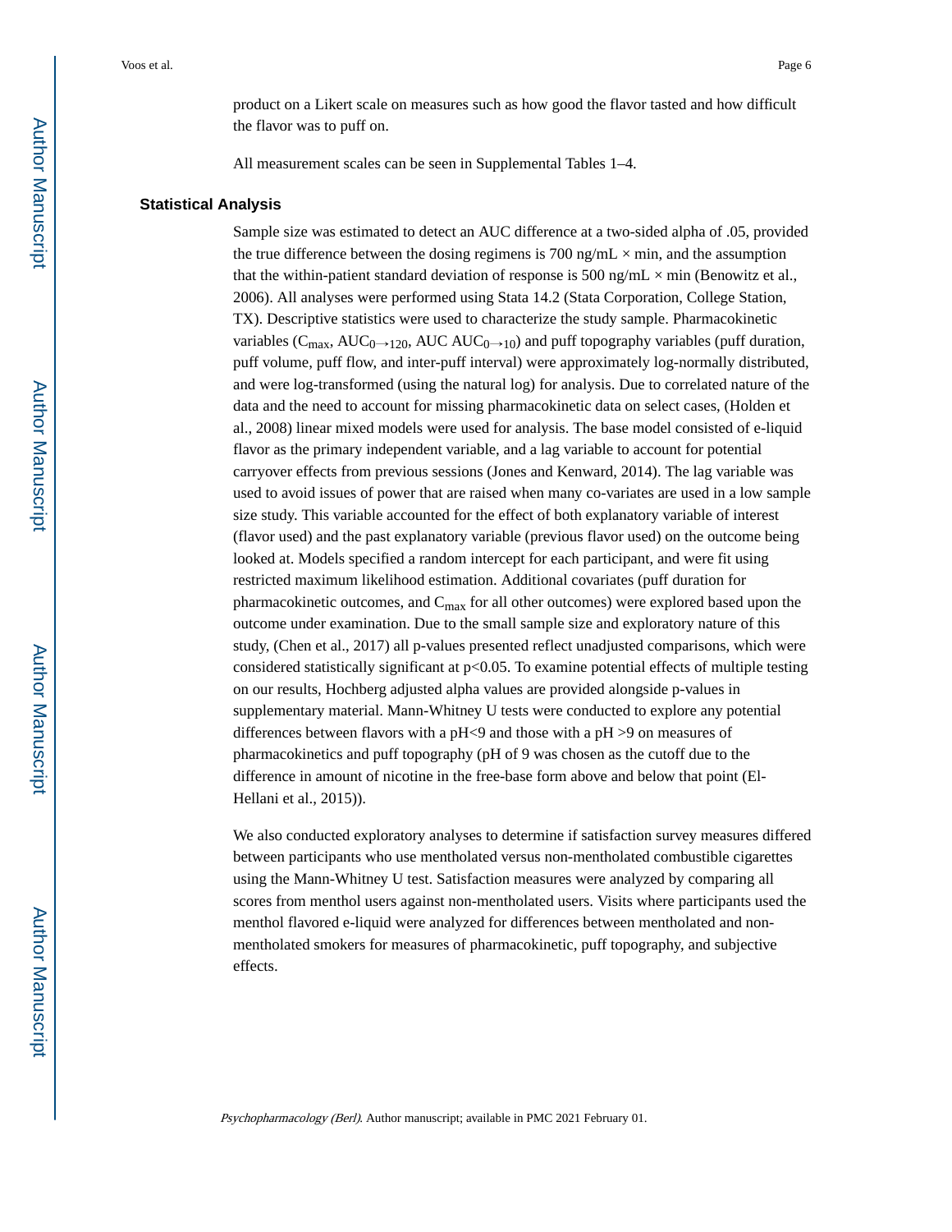product on a Likert scale on measures such as how good the flavor tasted and how difficult the flavor was to puff on.

All measurement scales can be seen in Supplemental Tables 1–4.

## Statistical Analysis

Sample size was estimated to detect an AUC difference at a two-sided alpha of .05, provided the true difference between the dosing regimens is 700 ng/mL × min, and the assumption that the within-patient standard deviation of response is 500 ng/mL × min (Benowitz et al., 2006). All analyses were performed using Stata 14.2 (Stata Corporation, College Station, TX). Descriptive statistics were used to characterize the study sample. Pharmacokinetic variables ($C_{max}$, $AUC_{0\rightarrow 120}$, AUC $AUC_{0\rightarrow 10}$) and puff topography variables (puff duration, puff volume, puff flow, and inter-puff interval) were approximately log-normally distributed, and were log-transformed (using the natural log) for analysis. Due to correlated nature of the data and the need to account for missing pharmacokinetic data on select cases, (Holden et al., 2008) linear mixed models were used for analysis. The base model consisted of e-liquid flavor as the primary independent variable, and a lag variable to account for potential carryover effects from previous sessions (Jones and Kenward, 2014). The lag variable was used to avoid issues of power that are raised when many co-variates are used in a low sample size study. This variable accounted for the effect of both explanatory variable of interest (flavor used) and the past explanatory variable (previous flavor used) on the outcome being looked at. Models specified a random intercept for each participant, and were fit using restricted maximum likelihood estimation. Additional covariates (puff duration for pharmacokinetic outcomes, and $C_{max}$ for all other outcomes) were explored based upon the outcome under examination. Due to the small sample size and exploratory nature of this study, (Chen et al., 2017) all p-values presented reflect unadjusted comparisons, which were considered statistically significant at $p<0.05$. To examine potential effects of multiple testing on our results, Hochberg adjusted alpha values are provided alongside p-values in supplementary material. Mann-Whitney U tests were conducted to explore any potential differences between flavors with a pH<9 and those with a pH >9 on measures of pharmacokinetics and puff topography (pH of 9 was chosen as the cutoff due to the difference in amount of nicotine in the free-base form above and below that point (El-Hellani et al., 2015)).

We also conducted exploratory analyses to determine if satisfaction survey measures differed between participants who use mentholated versus non-mentholated combustible cigarettes using the Mann-Whitney U test. Satisfaction measures were analyzed by comparing all scores from menthol users against non-mentholated users. Visits where participants used the menthol flavored e-liquid were analyzed for differences between mentholated and non-mentholated smokers for measures of pharmacokinetic, puff topography, and subjective effects.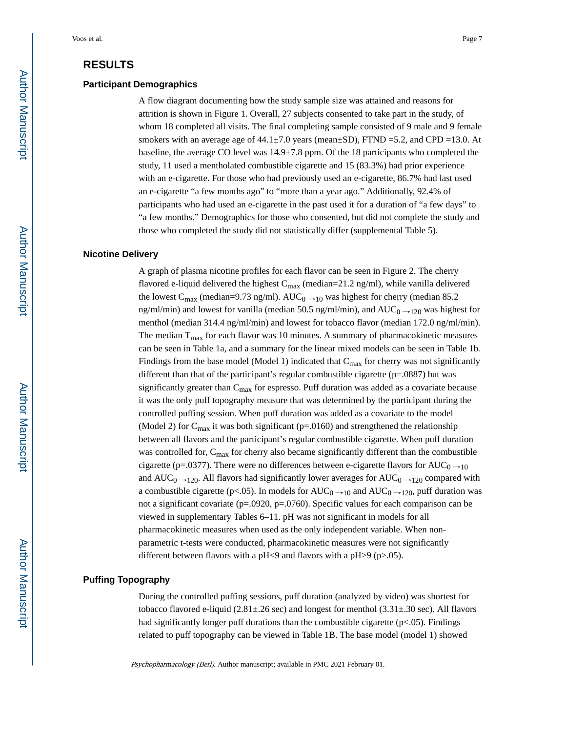# RESULTS

## Participant Demographics

A flow diagram documenting how the study sample size was attained and reasons for attrition is shown in Figure 1. Overall, 27 subjects consented to take part in the study, of whom 18 completed all visits. The final completing sample consisted of 9 male and 9 female smokers with an average age of 44.1±7.0 years (mean±SD), FTND =5.2, and CPD =13.0. At baseline, the average CO level was 14.9±7.8 ppm. Of the 18 participants who completed the study, 11 used a mentholated combustible cigarette and 15 (83.3%) had prior experience with an e-cigarette. For those who had previously used an e-cigarette, 86.7% had last used an e-cigarette "a few months ago" to "more than a year ago." Additionally, 92.4% of participants who had used an e-cigarette in the past used it for a duration of "a few days" to "a few months." Demographics for those who consented, but did not complete the study and those who completed the study did not statistically differ (supplemental Table 5).

## Nicotine Delivery

A graph of plasma nicotine profiles for each flavor can be seen in Figure 2. The cherry flavored e-liquid delivered the highest $C_{max}$ (median=21.2 ng/ml), while vanilla delivered the lowest $C_{max}$ (median=9.73 ng/ml). $AUC_{0 \rightarrow 10}$ was highest for cherry (median 85.2 ng/ml/min) and lowest for vanilla (median 50.5 ng/ml/min), and $AUC_{0 \rightarrow 120}$ was highest for menthol (median 314.4 ng/ml/min) and lowest for tobacco flavor (median 172.0 ng/ml/min). The median $T_{max}$ for each flavor was 10 minutes. A summary of pharmacokinetic measures can be seen in Table 1a, and a summary for the linear mixed models can be seen in Table 1b. Findings from the base model (Model 1) indicated that $C_{max}$ for cherry was not significantly different than that of the participant's regular combustible cigarette ($p$=.0887) but was significantly greater than $C_{max}$ for espresso. Puff duration was added as a covariate because it was the only puff topography measure that was determined by the participant during the controlled puffing session. When puff duration was added as a covariate to the model (Model 2) for $C_{max}$ it was both significant ($p$=.0160) and strengthened the relationship between all flavors and the participant's regular combustible cigarette. When puff duration was controlled for, $C_{max}$ for cherry also became significantly different than the combustible cigarette ($p$=.0377). There were no differences between e-cigarette flavors for $AUC_{0 \rightarrow 10}$ and $AUC_{0 \rightarrow 120}$. All flavors had significantly lower averages for $AUC_{0 \rightarrow 120}$ compared with a combustible cigarette ($p$<.05). In models for $AUC_{0 \rightarrow 10}$ and $AUC_{0 \rightarrow 120}$, puff duration was not a significant covariate ($p$=.0920, $p$=.0760). Specific values for each comparison can be viewed in supplementary Tables 6–11. pH was not significant in models for all pharmacokinetic measures when used as the only independent variable. When non-parametric t-tests were conducted, pharmacokinetic measures were not significantly different between flavors with a pH<9 and flavors with a pH>9 ($p$>.05).

## Puffing Topography

During the controlled puffing sessions, puff duration (analyzed by video) was shortest for tobacco flavored e-liquid (2.81±.26 sec) and longest for menthol (3.31±.30 sec). All flavors had significantly longer puff durations than the combustible cigarette ($p$<.05). Findings related to puff topography can be viewed in Table 1B. The base model (model 1) showed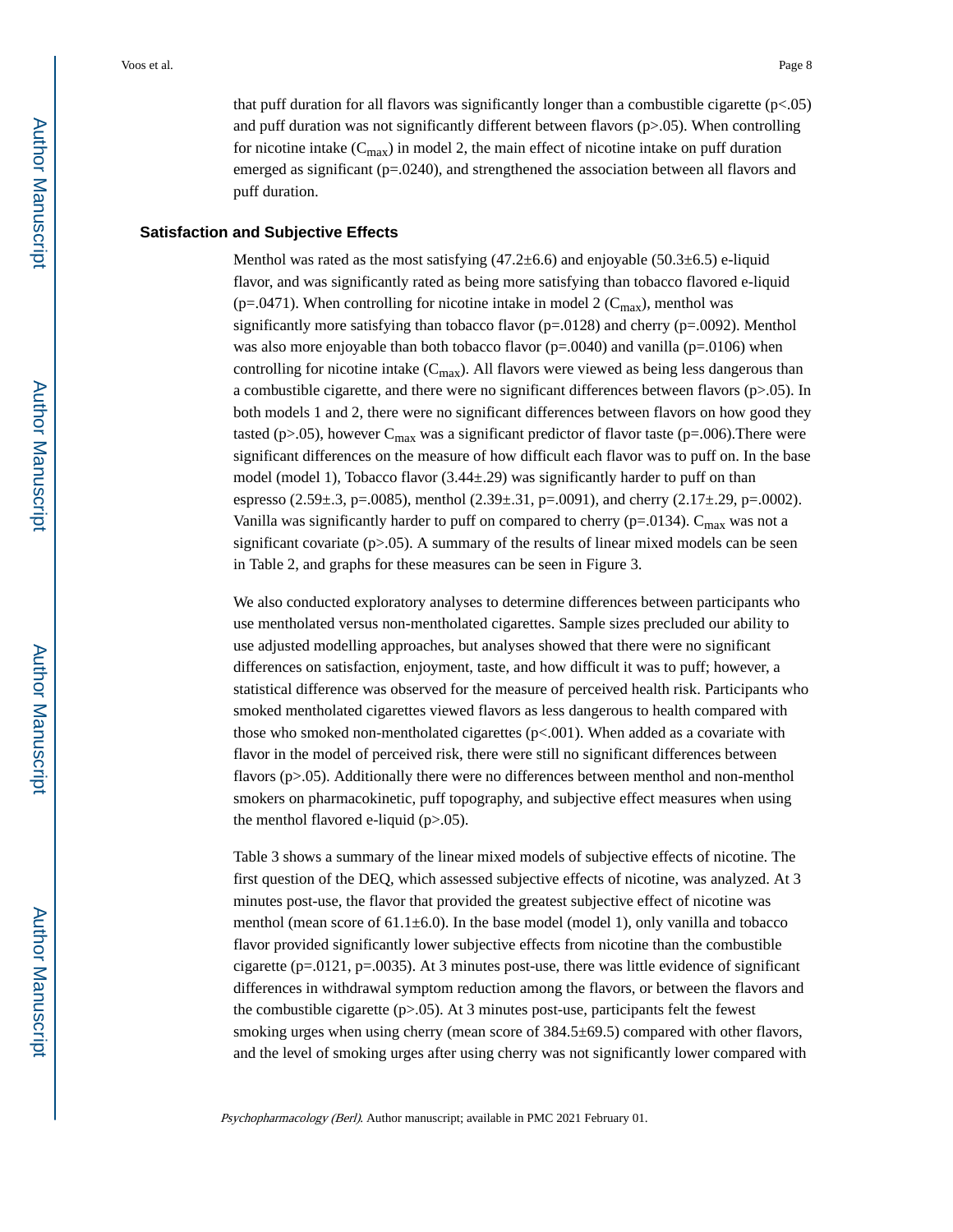that puff duration for all flavors was significantly longer than a combustible cigarette ($p<.05$) and puff duration was not significantly different between flavors ($p>.05$). When controlling for nicotine intake ($C_{max}$) in model 2, the main effect of nicotine intake on puff duration emerged as significant ($p=.0240$), and strengthened the association between all flavors and puff duration.

## Satisfaction and Subjective Effects

Menthol was rated as the most satisfying (47.2±6.6) and enjoyable (50.3±6.5) e-liquid flavor, and was significantly rated as being more satisfying than tobacco flavored e-liquid ($p=.0471$). When controlling for nicotine intake in model 2 ($C_{max}$), menthol was significantly more satisfying than tobacco flavor ($p=.0128$) and cherry ($p=.0092$). Menthol was also more enjoyable than both tobacco flavor ($p=.0040$) and vanilla ($p=.0106$) when controlling for nicotine intake ($C_{max}$). All flavors were viewed as being less dangerous than a combustible cigarette, and there were no significant differences between flavors ($p>.05$). In both models 1 and 2, there were no significant differences between flavors on how good they tasted ($p>.05$), however $C_{max}$ was a significant predictor of flavor taste ($p=.006$).There were significant differences on the measure of how difficult each flavor was to puff on. In the base model (model 1), Tobacco flavor (3.44±.29) was significantly harder to puff on than espresso (2.59±.3, $p=.0085$), menthol (2.39±.31, $p=.0091$), and cherry (2.17±.29, $p=.0002$). Vanilla was significantly harder to puff on compared to cherry ($p=.0134$). $C_{max}$ was not a significant covariate ($p>.05$). A summary of the results of linear mixed models can be seen in Table 2, and graphs for these measures can be seen in Figure 3.

We also conducted exploratory analyses to determine differences between participants who use mentholated versus non-mentholated cigarettes. Sample sizes precluded our ability to use adjusted modelling approaches, but analyses showed that there were no significant differences on satisfaction, enjoyment, taste, and how difficult it was to puff; however, a statistical difference was observed for the measure of perceived health risk. Participants who smoked mentholated cigarettes viewed flavors as less dangerous to health compared with those who smoked non-mentholated cigarettes ($p<.001$). When added as a covariate with flavor in the model of perceived risk, there were still no significant differences between flavors ($p>.05$). Additionally there were no differences between menthol and non-menthol smokers on pharmacokinetic, puff topography, and subjective effect measures when using the menthol flavored e-liquid ($p>.05$).

Table 3 shows a summary of the linear mixed models of subjective effects of nicotine. The first question of the DEQ, which assessed subjective effects of nicotine, was analyzed. At 3 minutes post-use, the flavor that provided the greatest subjective effect of nicotine was menthol (mean score of 61.1±6.0). In the base model (model 1), only vanilla and tobacco flavor provided significantly lower subjective effects from nicotine than the combustible cigarette ($p=.0121$, $p=.0035$). At 3 minutes post-use, there was little evidence of significant differences in withdrawal symptom reduction among the flavors, or between the flavors and the combustible cigarette ($p>.05$). At 3 minutes post-use, participants felt the fewest smoking urges when using cherry (mean score of 384.5±69.5) compared with other flavors, and the level of smoking urges after using cherry was not significantly lower compared with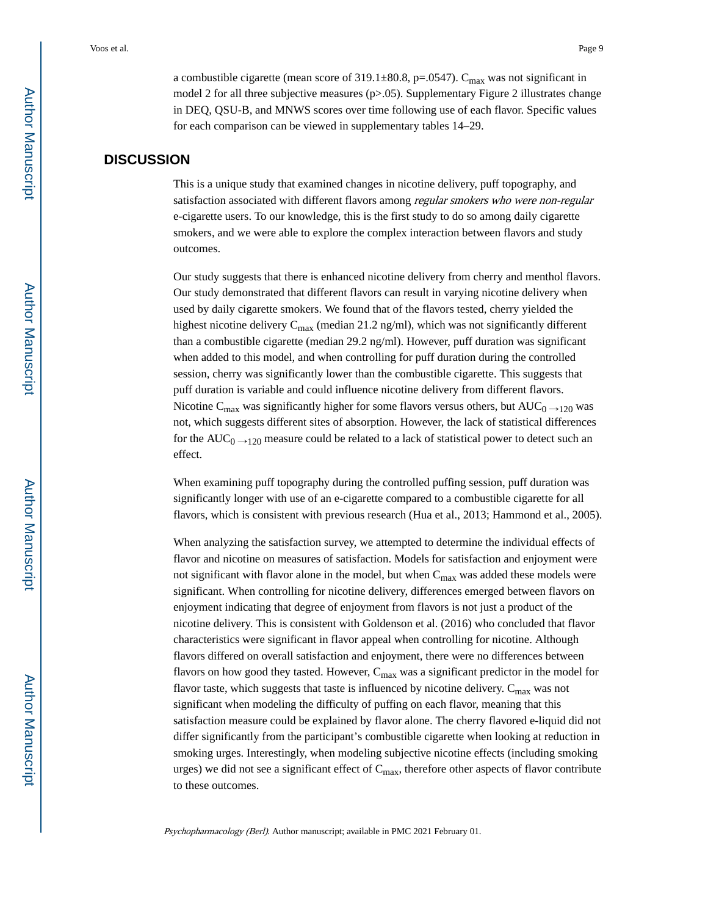a combustible cigarette (mean score of 319.1±80.8, p=.0547). $C_{max}$ was not significant in model 2 for all three subjective measures (p>.05). Supplementary Figure 2 illustrates change in DEQ, QSU-B, and MNWS scores over time following use of each flavor. Specific values for each comparison can be viewed in supplementary tables 14–29.

## DISCUSSION

This is a unique study that examined changes in nicotine delivery, puff topography, and satisfaction associated with different flavors among *regular smokers who were non-regular* e-cigarette users. To our knowledge, this is the first study to do so among daily cigarette smokers, and we were able to explore the complex interaction between flavors and study outcomes.

Our study suggests that there is enhanced nicotine delivery from cherry and menthol flavors. Our study demonstrated that different flavors can result in varying nicotine delivery when used by daily cigarette smokers. We found that of the flavors tested, cherry yielded the highest nicotine delivery $C_{max}$ (median 21.2 ng/ml), which was not significantly different than a combustible cigarette (median 29.2 ng/ml). However, puff duration was significant when added to this model, and when controlling for puff duration during the controlled session, cherry was significantly lower than the combustible cigarette. This suggests that puff duration is variable and could influence nicotine delivery from different flavors. Nicotine $C_{max}$ was significantly higher for some flavors versus others, but $AUC_{0 \rightarrow 120}$ was not, which suggests different sites of absorption. However, the lack of statistical differences for the $AUC_{0 \rightarrow 120}$ measure could be related to a lack of statistical power to detect such an effect.

When examining puff topography during the controlled puffing session, puff duration was significantly longer with use of an e-cigarette compared to a combustible cigarette for all flavors, which is consistent with previous research (Hua et al., 2013; Hammond et al., 2005).

When analyzing the satisfaction survey, we attempted to determine the individual effects of flavor and nicotine on measures of satisfaction. Models for satisfaction and enjoyment were not significant with flavor alone in the model, but when $C_{max}$ was added these models were significant. When controlling for nicotine delivery, differences emerged between flavors on enjoyment indicating that degree of enjoyment from flavors is not just a product of the nicotine delivery. This is consistent with Goldenson et al. (2016) who concluded that flavor characteristics were significant in flavor appeal when controlling for nicotine. Although flavors differed on overall satisfaction and enjoyment, there were no differences between flavors on how good they tasted. However, $C_{max}$ was a significant predictor in the model for flavor taste, which suggests that taste is influenced by nicotine delivery. $C_{max}$ was not significant when modeling the difficulty of puffing on each flavor, meaning that this satisfaction measure could be explained by flavor alone. The cherry flavored e-liquid did not differ significantly from the participant's combustible cigarette when looking at reduction in smoking urges. Interestingly, when modeling subjective nicotine effects (including smoking urges) we did not see a significant effect of $C_{max}$, therefore other aspects of flavor contribute to these outcomes.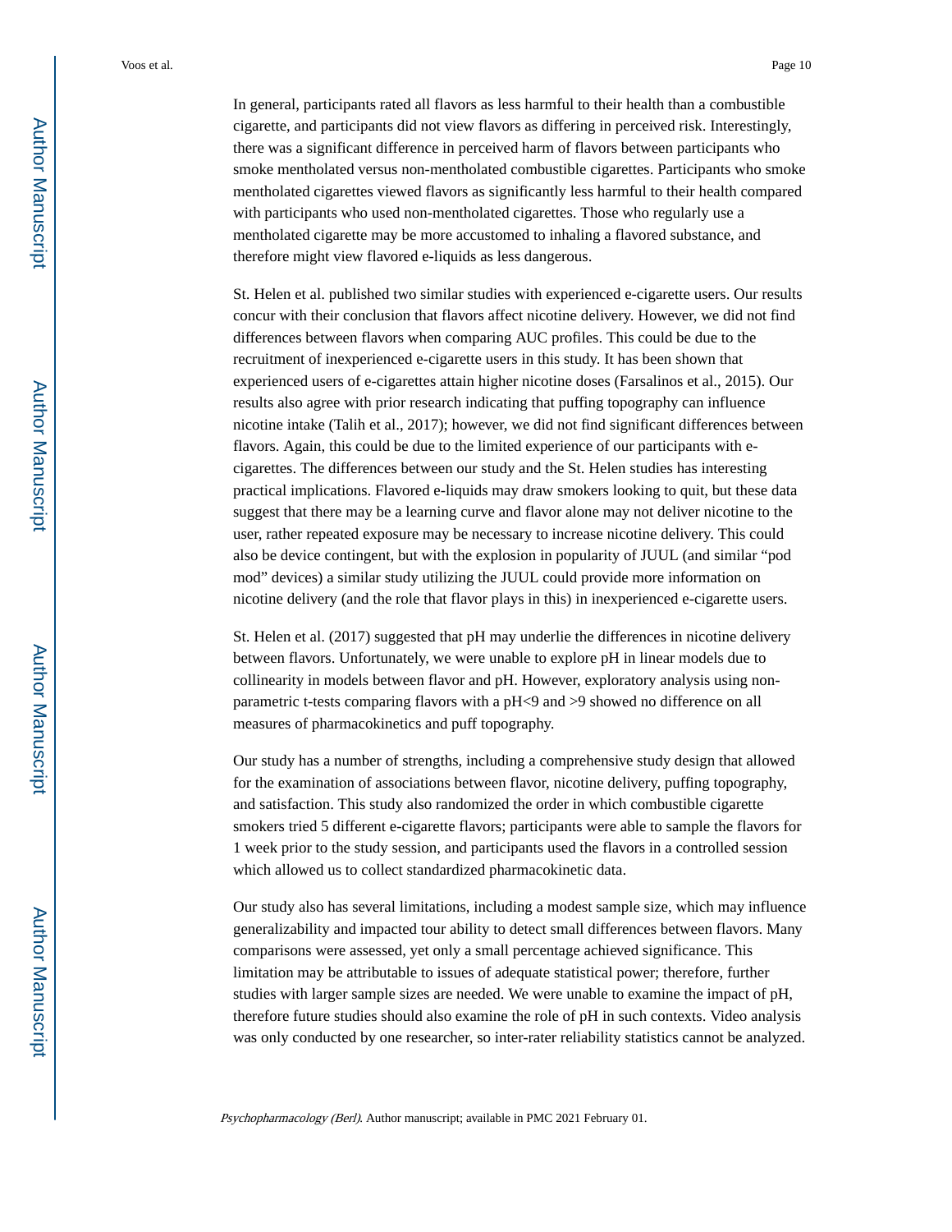In general, participants rated all flavors as less harmful to their health than a combustible cigarette, and participants did not view flavors as differing in perceived risk. Interestingly, there was a significant difference in perceived harm of flavors between participants who smoke mentholated versus non-mentholated combustible cigarettes. Participants who smoke mentholated cigarettes viewed flavors as significantly less harmful to their health compared with participants who used non-mentholated cigarettes. Those who regularly use a mentholated cigarette may be more accustomed to inhaling a flavored substance, and therefore might view flavored e-liquids as less dangerous.

St. Helen et al. published two similar studies with experienced e-cigarette users. Our results concur with their conclusion that flavors affect nicotine delivery. However, we did not find differences between flavors when comparing AUC profiles. This could be due to the recruitment of inexperienced e-cigarette users in this study. It has been shown that experienced users of e-cigarettes attain higher nicotine doses (Farsalinos et al., 2015). Our results also agree with prior research indicating that puffing topography can influence nicotine intake (Talih et al., 2017); however, we did not find significant differences between flavors. Again, this could be due to the limited experience of our participants with e-cigarettes. The differences between our study and the St. Helen studies has interesting practical implications. Flavored e-liquids may draw smokers looking to quit, but these data suggest that there may be a learning curve and flavor alone may not deliver nicotine to the user, rather repeated exposure may be necessary to increase nicotine delivery. This could also be device contingent, but with the explosion in popularity of JUUL (and similar "pod mod" devices) a similar study utilizing the JUUL could provide more information on nicotine delivery (and the role that flavor plays in this) in inexperienced e-cigarette users.

St. Helen et al. (2017) suggested that pH may underlie the differences in nicotine delivery between flavors. Unfortunately, we were unable to explore pH in linear models due to collinearity in models between flavor and pH. However, exploratory analysis using non-parametric t-tests comparing flavors with a pH<9 and >9 showed no difference on all measures of pharmacokinetics and puff topography.

Our study has a number of strengths, including a comprehensive study design that allowed for the examination of associations between flavor, nicotine delivery, puffing topography, and satisfaction. This study also randomized the order in which combustible cigarette smokers tried 5 different e-cigarette flavors; participants were able to sample the flavors for 1 week prior to the study session, and participants used the flavors in a controlled session which allowed us to collect standardized pharmacokinetic data.

Our study also has several limitations, including a modest sample size, which may influence generalizability and impacted tour ability to detect small differences between flavors. Many comparisons were assessed, yet only a small percentage achieved significance. This limitation may be attributable to issues of adequate statistical power; therefore, further studies with larger sample sizes are needed. We were unable to examine the impact of pH, therefore future studies should also examine the role of pH in such contexts. Video analysis was only conducted by one researcher, so inter-rater reliability statistics cannot be analyzed.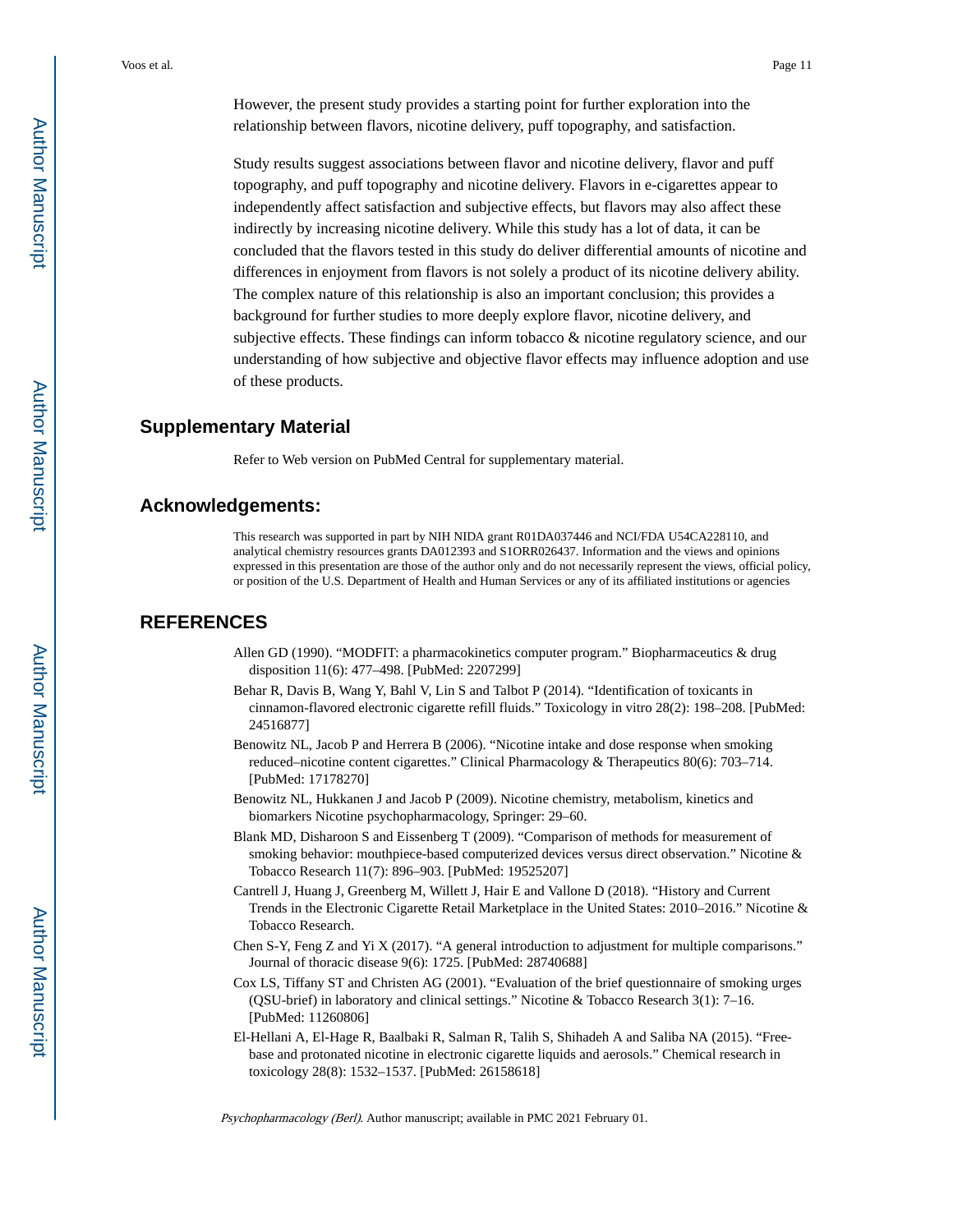However, the present study provides a starting point for further exploration into the relationship between flavors, nicotine delivery, puff topography, and satisfaction.

Study results suggest associations between flavor and nicotine delivery, flavor and puff topography, and puff topography and nicotine delivery. Flavors in e-cigarettes appear to independently affect satisfaction and subjective effects, but flavors may also affect these indirectly by increasing nicotine delivery. While this study has a lot of data, it can be concluded that the flavors tested in this study do deliver differential amounts of nicotine and differences in enjoyment from flavors is not solely a product of its nicotine delivery ability. The complex nature of this relationship is also an important conclusion; this provides a background for further studies to more deeply explore flavor, nicotine delivery, and subjective effects. These findings can inform tobacco & nicotine regulatory science, and our understanding of how subjective and objective flavor effects may influence adoption and use of these products.

## Supplementary Material

Refer to Web version on PubMed Central for supplementary material.

## Acknowledgements:

This research was supported in part by NIH NIDA grant R01DA037446 and NCI/FDA U54CA228110, and analytical chemistry resources grants DA012393 and S1ORR026437. Information and the views and opinions expressed in this presentation are those of the author only and do not necessarily represent the views, official policy, or position of the U.S. Department of Health and Human Services or any of its affiliated institutions or agencies

## REFERENCES

Allen GD (1990). "MODFIT: a pharmacokinetics computer program." Biopharmaceutics & drug disposition 11(6): 477–498. [PubMed: 2207299]

Behar R, Davis B, Wang Y, Bahl V, Lin S and Talbot P (2014). "Identification of toxicants in cinnamon-flavored electronic cigarette refill fluids." Toxicology in vitro 28(2): 198–208. [PubMed: 24516877]

Benowitz NL, Jacob P and Herrera B (2006). "Nicotine intake and dose response when smoking reduced–nicotine content cigarettes." Clinical Pharmacology & Therapeutics 80(6): 703–714. [PubMed: 17178270]

Benowitz NL, Hukkanen J and Jacob P (2009). Nicotine chemistry, metabolism, kinetics and biomarkers Nicotine psychopharmacology, Springer: 29–60.

Blank MD, Disharoon S and Eissenberg T (2009). "Comparison of methods for measurement of smoking behavior: mouthpiece-based computerized devices versus direct observation." Nicotine & Tobacco Research 11(7): 896–903. [PubMed: 19525207]

Cantrell J, Huang J, Greenberg M, Willett J, Hair E and Vallone D (2018). "History and Current Trends in the Electronic Cigarette Retail Marketplace in the United States: 2010–2016." Nicotine & Tobacco Research.

Chen S-Y, Feng Z and Yi X (2017). "A general introduction to adjustment for multiple comparisons." Journal of thoracic disease 9(6): 1725. [PubMed: 28740688]

Cox LS, Tiffany ST and Christen AG (2001). "Evaluation of the brief questionnaire of smoking urges (QSU-brief) in laboratory and clinical settings." Nicotine & Tobacco Research 3(1): 7–16. [PubMed: 11260806]

El-Hellani A, El-Hage R, Baalbaki R, Salman R, Talih S, Shihadeh A and Saliba NA (2015). "Free-base and protonated nicotine in electronic cigarette liquids and aerosols." Chemical research in toxicology 28(8): 1532–1537. [PubMed: 26158618]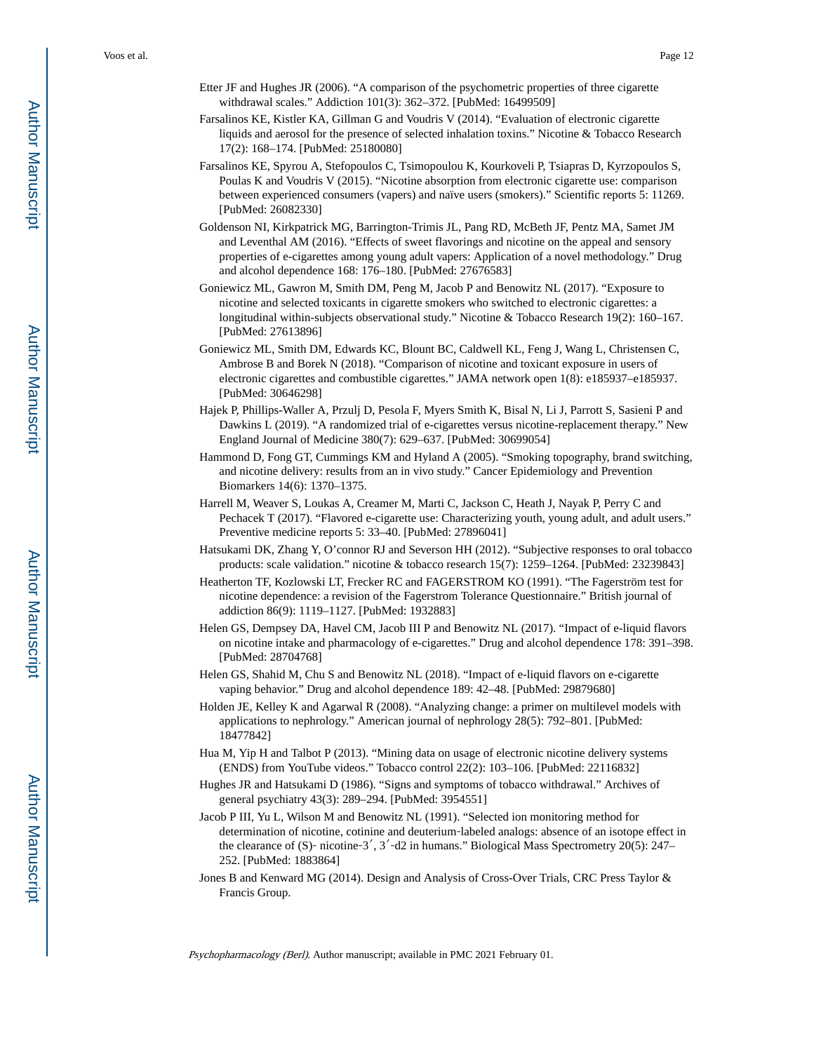Etter JF and Hughes JR (2006). "A comparison of the psychometric properties of three cigarette withdrawal scales." Addiction 101(3): 362–372. [PubMed: 16499509]

Farsalinos KE, Kistler KA, Gillman G and Voudris V (2014). "Evaluation of electronic cigarette liquids and aerosol for the presence of selected inhalation toxins." Nicotine & Tobacco Research 17(2): 168–174. [PubMed: 25180080]

Farsalinos KE, Spyrou A, Stefopoulos C, Tsimopoulou K, Kourkoveli P, Tsiapras D, Kyrzopoulos S, Poulas K and Voudris V (2015). "Nicotine absorption from electronic cigarette use: comparison between experienced consumers (vapers) and naïve users (smokers)." Scientific reports 5: 11269. [PubMed: 26082330]

Goldenson NI, Kirkpatrick MG, Barrington-Trimis JL, Pang RD, McBeth JF, Pentz MA, Samet JM and Leventhal AM (2016). "Effects of sweet flavorings and nicotine on the appeal and sensory properties of e-cigarettes among young adult vapers: Application of a novel methodology." Drug and alcohol dependence 168: 176–180. [PubMed: 27676583]

Goniewicz ML, Gawron M, Smith DM, Peng M, Jacob P and Benowitz NL (2017). "Exposure to nicotine and selected toxicants in cigarette smokers who switched to electronic cigarettes: a longitudinal within-subjects observational study." Nicotine & Tobacco Research 19(2): 160–167. [PubMed: 27613896]

Goniewicz ML, Smith DM, Edwards KC, Blount BC, Caldwell KL, Feng J, Wang L, Christensen C, Ambrose B and Borek N (2018). "Comparison of nicotine and toxicant exposure in users of electronic cigarettes and combustible cigarettes." JAMA network open 1(8): e185937–e185937. [PubMed: 30646298]

Hajek P, Phillips-Waller A, Przulj D, Pesola F, Myers Smith K, Bisal N, Li J, Parrott S, Sasieni P and Dawkins L (2019). "A randomized trial of e-cigarettes versus nicotine-replacement therapy." New England Journal of Medicine 380(7): 629–637. [PubMed: 30699054]

Hammond D, Fong GT, Cummings KM and Hyland A (2005). "Smoking topography, brand switching, and nicotine delivery: results from an in vivo study." Cancer Epidemiology and Prevention Biomarkers 14(6): 1370–1375.

Harrell M, Weaver S, Loukas A, Creamer M, Marti C, Jackson C, Heath J, Nayak P, Perry C and Pechacek T (2017). "Flavored e-cigarette use: Characterizing youth, young adult, and adult users." Preventive medicine reports 5: 33–40. [PubMed: 27896041]

Hatsukami DK, Zhang Y, O'connor RJ and Severson HH (2012). "Subjective responses to oral tobacco products: scale validation." nicotine & tobacco research 15(7): 1259–1264. [PubMed: 23239843]

Heatherton TF, Kozlowski LT, Frecker RC and FAGERSTROM KO (1991). "The Fagerström test for nicotine dependence: a revision of the Fagerstrom Tolerance Questionnaire." British journal of addiction 86(9): 1119–1127. [PubMed: 1932883]

Helen GS, Dempsey DA, Havel CM, Jacob III P and Benowitz NL (2017). "Impact of e-liquid flavors on nicotine intake and pharmacology of e-cigarettes." Drug and alcohol dependence 178: 391–398. [PubMed: 28704768]

Helen GS, Shahid M, Chu S and Benowitz NL (2018). "Impact of e-liquid flavors on e-cigarette vaping behavior." Drug and alcohol dependence 189: 42–48. [PubMed: 29879680]

Holden JE, Kelley K and Agarwal R (2008). "Analyzing change: a primer on multilevel models with applications to nephrology." American journal of nephrology 28(5): 792–801. [PubMed: 18477842]

Hua M, Yip H and Talbot P (2013). "Mining data on usage of electronic nicotine delivery systems (ENDS) from YouTube videos." Tobacco control 22(2): 103–106. [PubMed: 22116832]

Hughes JR and Hatsukami D (1986). "Signs and symptoms of tobacco withdrawal." Archives of general psychiatry 43(3): 289–294. [PubMed: 3954551]

Jacob P III, Yu L, Wilson M and Benowitz NL (1991). "Selected ion monitoring method for determination of nicotine, cotinine and deuterium‐labeled analogs: absence of an isotope effect in the clearance of (S)‐ nicotine‐3′, 3′‐d2 in humans." Biological Mass Spectrometry 20(5): 247–252. [PubMed: 1883864]

Jones B and Kenward MG (2014). Design and Analysis of Cross-Over Trials, CRC Press Taylor & Francis Group.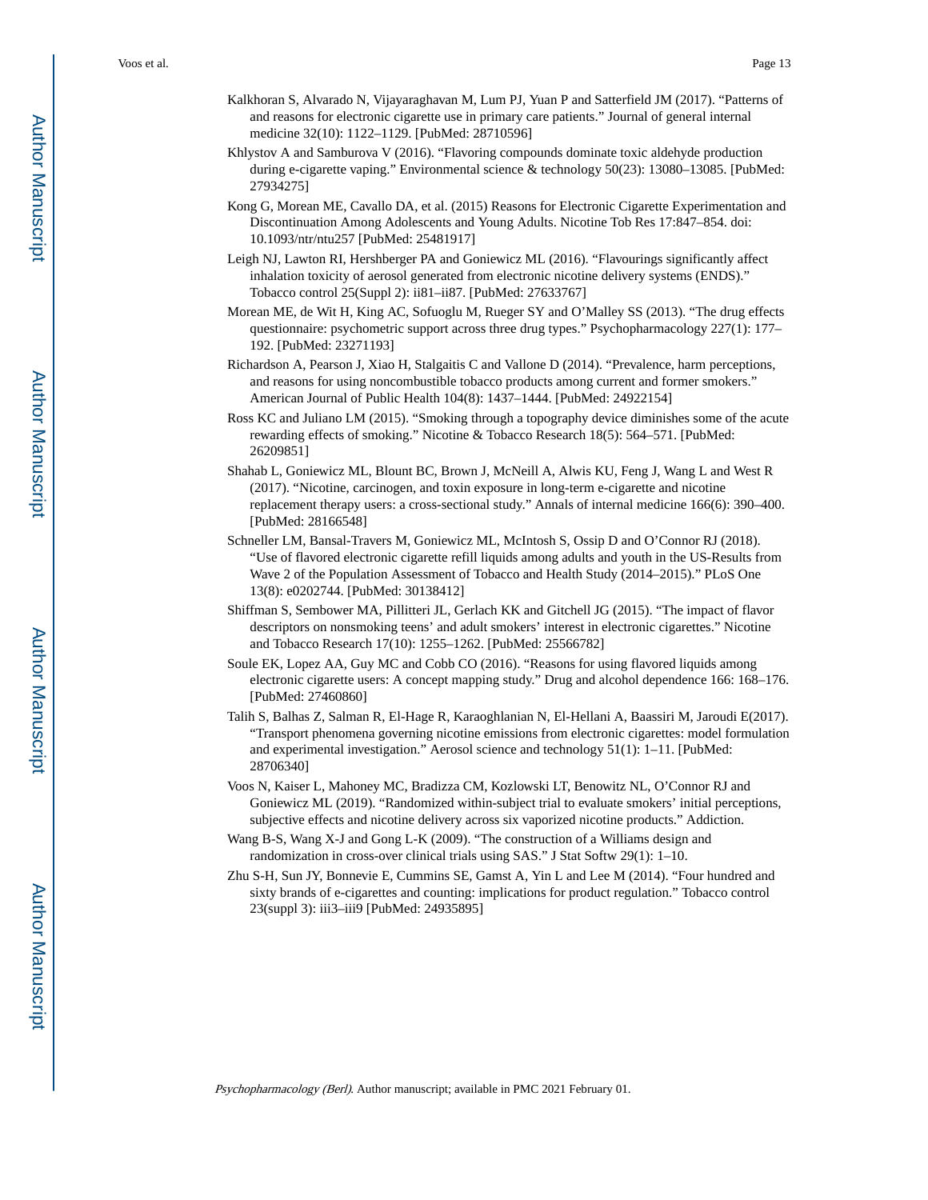Kalkhoran S, Alvarado N, Vijayaraghavan M, Lum PJ, Yuan P and Satterfield JM (2017). "Patterns of and reasons for electronic cigarette use in primary care patients." Journal of general internal medicine 32(10): 1122–1129. [PubMed: 28710596]

Khlystov A and Samburova V (2016). "Flavoring compounds dominate toxic aldehyde production during e-cigarette vaping." Environmental science & technology 50(23): 13080–13085. [PubMed: 27934275]

Kong G, Morean ME, Cavallo DA, et al. (2015) Reasons for Electronic Cigarette Experimentation and Discontinuation Among Adolescents and Young Adults. Nicotine Tob Res 17:847–854. doi: 10.1093/ntr/ntu257 [PubMed: 25481917]

Leigh NJ, Lawton RI, Hershberger PA and Goniewicz ML (2016). "Flavourings significantly affect inhalation toxicity of aerosol generated from electronic nicotine delivery systems (ENDS)." Tobacco control 25(Suppl 2): ii81–ii87. [PubMed: 27633767]

Morean ME, de Wit H, King AC, Sofuoglu M, Rueger SY and O'Malley SS (2013). "The drug effects questionnaire: psychometric support across three drug types." Psychopharmacology 227(1): 177–192. [PubMed: 23271193]

Richardson A, Pearson J, Xiao H, Stalgaitis C and Vallone D (2014). "Prevalence, harm perceptions, and reasons for using noncombustible tobacco products among current and former smokers." American Journal of Public Health 104(8): 1437–1444. [PubMed: 24922154]

Ross KC and Juliano LM (2015). "Smoking through a topography device diminishes some of the acute rewarding effects of smoking." Nicotine & Tobacco Research 18(5): 564–571. [PubMed: 26209851]

Shahab L, Goniewicz ML, Blount BC, Brown J, McNeill A, Alwis KU, Feng J, Wang L and West R (2017). "Nicotine, carcinogen, and toxin exposure in long-term e-cigarette and nicotine replacement therapy users: a cross-sectional study." Annals of internal medicine 166(6): 390–400. [PubMed: 28166548]

Schneller LM, Bansal-Travers M, Goniewicz ML, McIntosh S, Ossip D and O'Connor RJ (2018). "Use of flavored electronic cigarette refill liquids among adults and youth in the US-Results from Wave 2 of the Population Assessment of Tobacco and Health Study (2014–2015)." PLoS One 13(8): e0202744. [PubMed: 30138412]

Shiffman S, Sembower MA, Pillitteri JL, Gerlach KK and Gitchell JG (2015). "The impact of flavor descriptors on nonsmoking teens' and adult smokers' interest in electronic cigarettes." Nicotine and Tobacco Research 17(10): 1255–1262. [PubMed: 25566782]

Soule EK, Lopez AA, Guy MC and Cobb CO (2016). "Reasons for using flavored liquids among electronic cigarette users: A concept mapping study." Drug and alcohol dependence 166: 168–176. [PubMed: 27460860]

Talih S, Balhas Z, Salman R, El-Hage R, Karaoghlanian N, El-Hellani A, Baassiri M, Jaroudi E(2017). "Transport phenomena governing nicotine emissions from electronic cigarettes: model formulation and experimental investigation." Aerosol science and technology 51(1): 1–11. [PubMed: 28706340]

Voos N, Kaiser L, Mahoney MC, Bradizza CM, Kozlowski LT, Benowitz NL, O'Connor RJ and Goniewicz ML (2019). "Randomized within-subject trial to evaluate smokers' initial perceptions, subjective effects and nicotine delivery across six vaporized nicotine products." Addiction.

Wang B-S, Wang X-J and Gong L-K (2009). "The construction of a Williams design and randomization in cross-over clinical trials using SAS." J Stat Softw 29(1): 1–10.

Zhu S-H, Sun JY, Bonnevie E, Cummins SE, Gamst A, Yin L and Lee M (2014). "Four hundred and sixty brands of e-cigarettes and counting: implications for product regulation." Tobacco control 23(suppl 3): iii3–iii9 [PubMed: 24935895]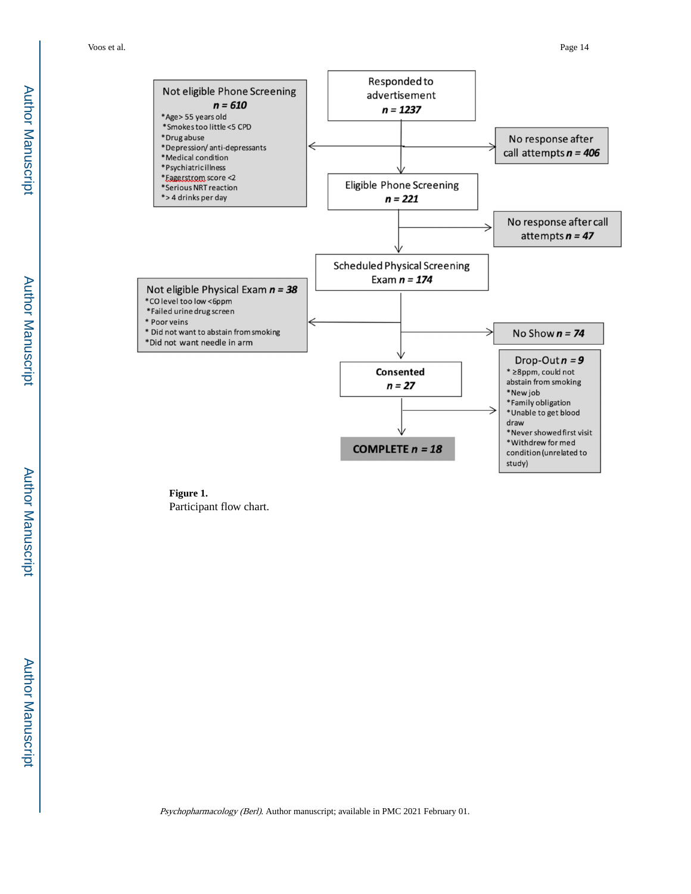Responded to advertisement
*n = 1237*

Not eligible Phone Screening
*n = 610*
*Age > 55 years old
*Smokes too little <5 CPD
*Drug abuse
*Depression/ anti-depressants
*Medical condition
*Psychiatric illness
*Fagerstrom score <2
*Serious NRT reaction
*> 4 drinks per day

No response after call attempts *n = 406*

Eligible Phone Screening
*n = 221*

No response after call attempts *n = 47*

Scheduled Physical Screening Exam *n = 174*

Not eligible Physical Exam *n = 38*
*CO level too low <6ppm
*Failed urine drug screen
* Poor veins
* Did not want to abstain from smoking
*Did not want needle in arm

No Show *n = 74*

**Consented**
*n = 27*

Drop-Out *n = 9*
* ≥8ppm, could not abstain from smoking
*New job
*Family obligation
*Unable to get blood draw
*Never showed first visit
*Withdrew for med condition (unrelated to study)

**COMPLETE *n = 18***

**Figure 1.**
Participant flow chart.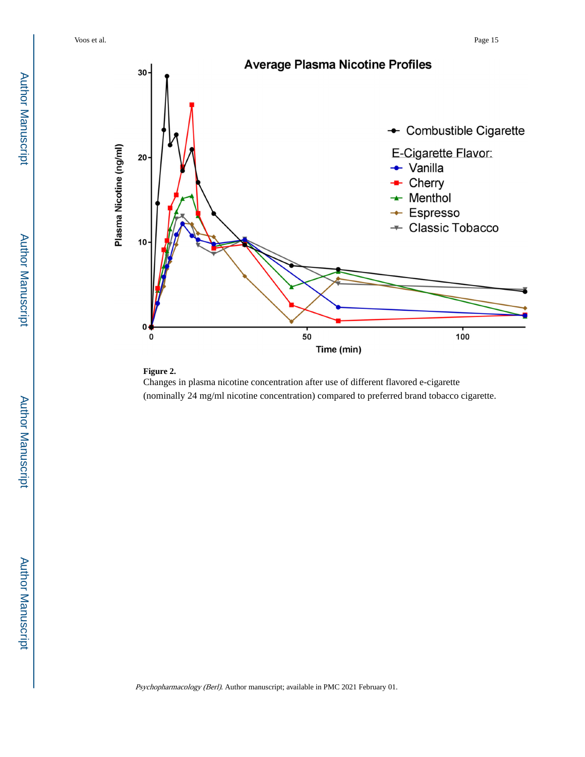Average Plasma Nicotine Profiles

Plasma Nicotine (ng/ml)

30

20

10

0

0

50

100

Time (min)

Combustible Cigarette

E-Cigarette Flavor:

Vanilla

Cherry

Menthol

Espresso

Classic Tobacco

**Figure 2.**

Changes in plasma nicotine concentration after use of different flavored e-cigarette (nominally 24 mg/ml nicotine concentration) compared to preferred brand tobacco cigarette.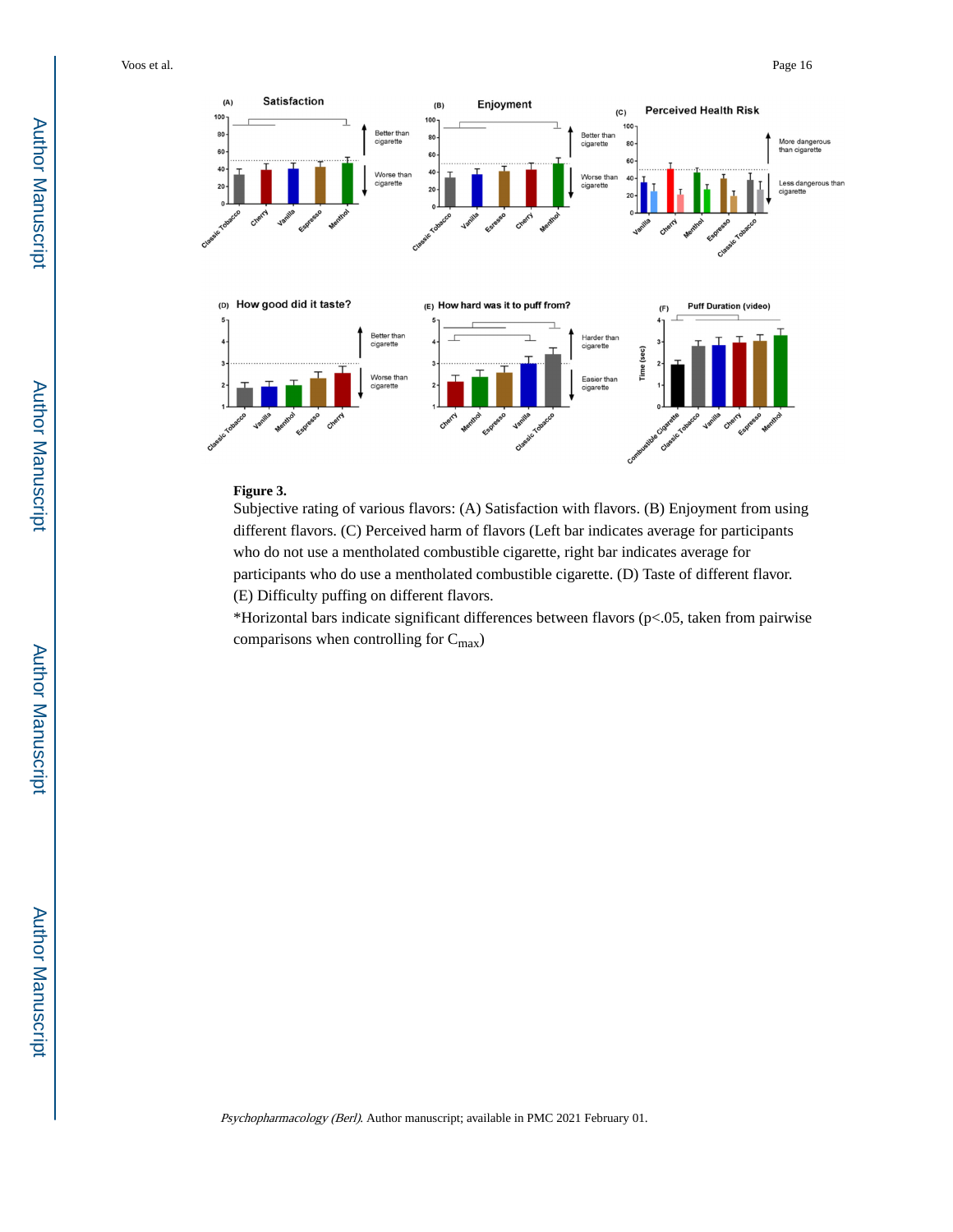(A) Satisfaction

100
80
60
40
20
0

Better than cigarette

Worse than cigarette

Classic Tobacco
Cherry
Vanilla
Espresso
Menthol

(B) Enjoyment

100
80
60
40
20
0

Better than cigarette

Worse than cigarette

Classic Tobacco
Vanilla
Esresso
Cherry
Menthol

(C) Perceived Health Risk

100
80
60
40
20
0

More dangerous than cigarette

Less dangerous than cigarette

Vanilla
Cherry
Menthol
Espresso
Classic Tobacco

(D) How good did it taste?

5
4
3
2
1

Better than cigarette

Worse than cigarette

Classic Tobacco
Vanilla
Menthol
Espresso
Cherry

(E) How hard was it to puff from?

5
4
3
2
1

Harder than cigarette

Easier than cigarette

Cherry
Menthol
Espresso
Vanilla
Classic Tobacco

(F) Puff Duration (video)

4
3
2
1
0

Time (sec)

Combustible Cigarette
Classic Tobacco
Vanilla
Cherry
Espresso
Menthol

**Figure 3.**

Subjective rating of various flavors: (A) Satisfaction with flavors. (B) Enjoyment from using different flavors. (C) Perceived harm of flavors (Left bar indicates average for participants who do not use a mentholated combustible cigarette, right bar indicates average for participants who do use a mentholated combustible cigarette. (D) Taste of different flavor. (E) Difficulty puffing on different flavors.

*Horizontal bars indicate significant differences between flavors ($p<.05$, taken from pairwise comparisons when controlling for $C_{max}$)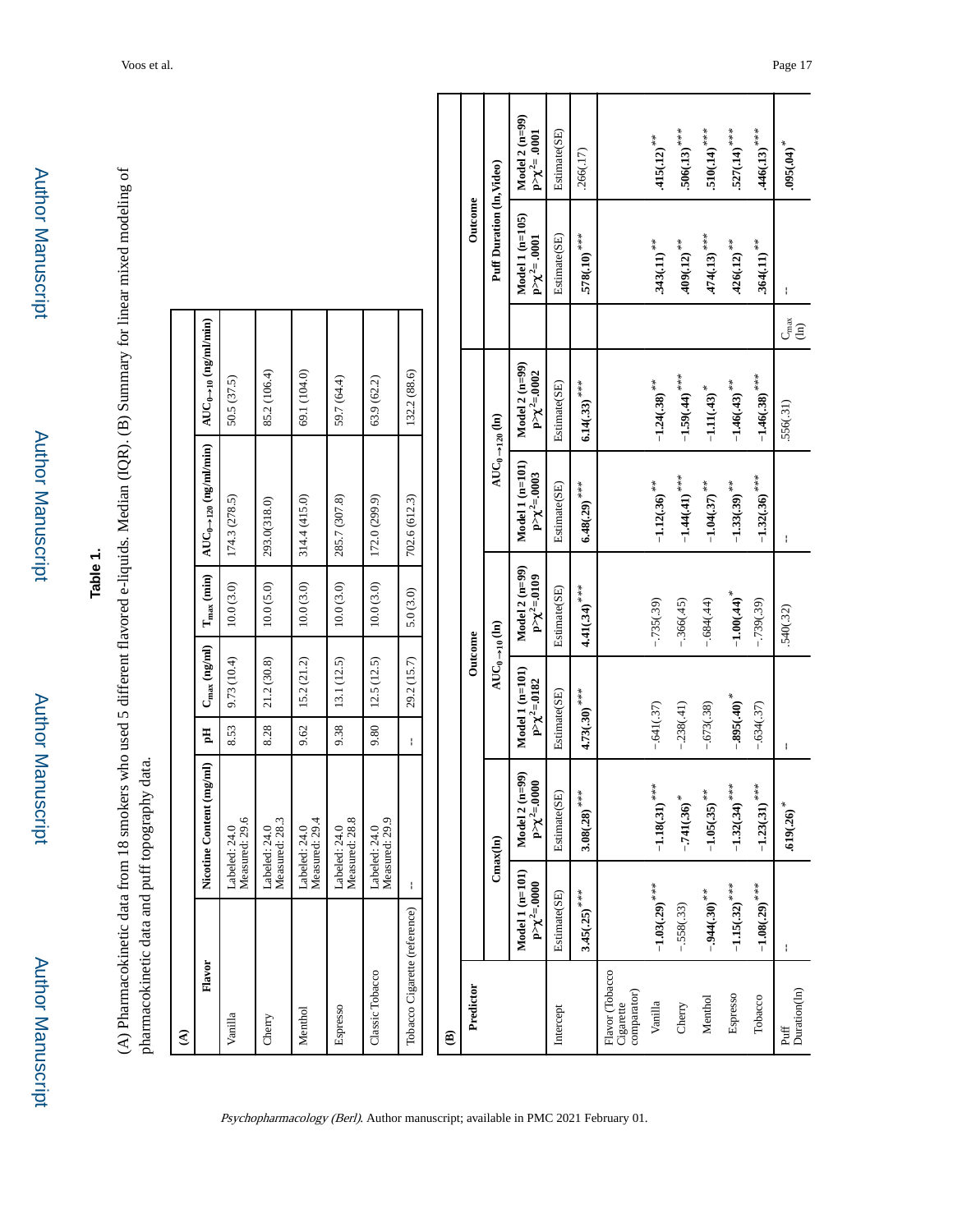**Table 1.**

(A) Pharmacokinetic data from 18 smokers who used 5 different flavored e-liquids. Median (IQR). (B) Summary for linear mixed modeling of pharmacokinetic data and puff topography data.

**(A)**

| Flavor | Nicotine Content (mg/ml) | pH | $C_{max}$ (ng/ml) | $T_{max}$ (min) | $AUC_{0\rightarrow120}$ (ng/ml/min) | $AUC_{0\rightarrow10}$ (ng/ml/min) |
|---|---|---|---|---|---|---|
| Vanilla | Labeled: 24.0 Measured: 29.6 | 8.53 | 9.73 (10.4) | 10.0 (3.0) | 174.3 (278.5) | 50.5 (37.5) |
| Cherry | Labeled: 24.0 Measured: 28.3 | 8.28 | 21.2 (30.8) | 10.0 (5.0) | 293.0(318.0) | 85.2 (106.4) |
| Menthol | Labeled: 24.0 Measured: 29.4 | 9.62 | 15.2 (21.2) | 10.0 (3.0) | 314.4 (415.0) | 69.1 (104.0) |
| Espresso | Labeled: 24.0 Measured: 28.8 | 9.38 | 13.1 (12.5) | 10.0 (3.0) | 285.7 (307.8) | 59.7 (64.4) |
| Classic Tobacco | Labeled: 24.0 Measured: 29.9 | 9.80 | 12.5 (12.5) | 10.0 (3.0) | 172.0 (299.9) | 63.9 (62.2) |
| Tobacco Cigarette (reference) | -- | -- | 29.2 (15.7) | 5.0 (3.0) | 702.6 (612.3) | 132.2 (88.6) |

**(B)**

| Predictor | Outcome: Cmax(ln) Model 1 (n=101) $p>\chi^2$=.0000 | Outcome: Cmax(ln) Model 2 (n=99) $p>\chi^2$=.0000 | Outcome: $AUC_{0\rightarrow10}$ (ln) Model 1 (n=101) $p>\chi^2$=.0182 | Outcome: $AUC_{0\rightarrow10}$ (ln) Model 2 (n=99) $p>\chi^2$=.0109 | Outcome: $AUC_{0\rightarrow120}$ (ln) Model 1 (n=101) $p>\chi^2$=.0003 | Outcome: $AUC_{0\rightarrow120}$ (ln) Model 2 (n=99) $p>\chi^2$=.0002 | Predictor | Outcome: Puff Duration (ln,Video) Model 1 (n=105) $p>\chi^2$=.0001 | Outcome: Puff Duration (ln,Video) Model 2 (n=99) $p>\chi^2$=.0001 |
|---|---|---|---|---|---|---|---|---|---|
| | Estimate(SE) | Estimate(SE) | Estimate(SE) | Estimate(SE) | Estimate(SE) | Estimate(SE) | | Estimate(SE) | Estimate(SE) |
| Intercept | **3.45(.25)** *** | **3.08(.28)** *** | **4.73(.30)** *** | **4.41(.34)** *** | **6.48(.29)** *** | **6.14(.33)** *** | | **.578(.10)** *** | .266(.17) |
| Flavor (Tobacco Cigarette comparator) | | | | | | | | | |
| Vanilla | **−1.03(.29)** *** | **−1.18(.31)** *** | −.641(.37) | −.735(.39) | **−1.12(.36)** ** | **−1.24(.38)** ** | | **.343(.11)** ** | **.415(.12)** ** |
| Cherry | −.558(.33) | **−.741(.36)** * | −.238(.41) | −.366(.45) | **−1.44(.41)** *** | **−1.59(.44)** *** | | **.409(.12)** ** | **.506(.13)** *** |
| Menthol | **−.944(.30)** ** | **−1.05(.35)** ** | −.673(.38) | −.684(.44) | **−1.04(.37)** ** | **−1.11(.43)** * | | **.474(.13)** *** | **.510(.14)** *** |
| Espresso | **−1.15(.32)** *** | **−1.32(.34)** *** | **−.895(.40)** * | **−1.00(.44)** * | **−1.33(.39)** ** | **−1.46(.43)** ** | | **.426(.12)** ** | **.527(.14)** *** |
| Tobacco | **−1.08(.29)** *** | **−1.23(.31)** *** | −.634(.37) | −.739(.39) | **−1.32(.36)** *** | **−1.46(.38)** *** | | **.364(.11)** ** | **.446(.13)** *** |
| Puff Duration(ln) | -- | **.619(.26)** * | -- | .540(.32) | -- | .556(.31) | $C_{max}$ (ln) | -- | **.095(.04)** * |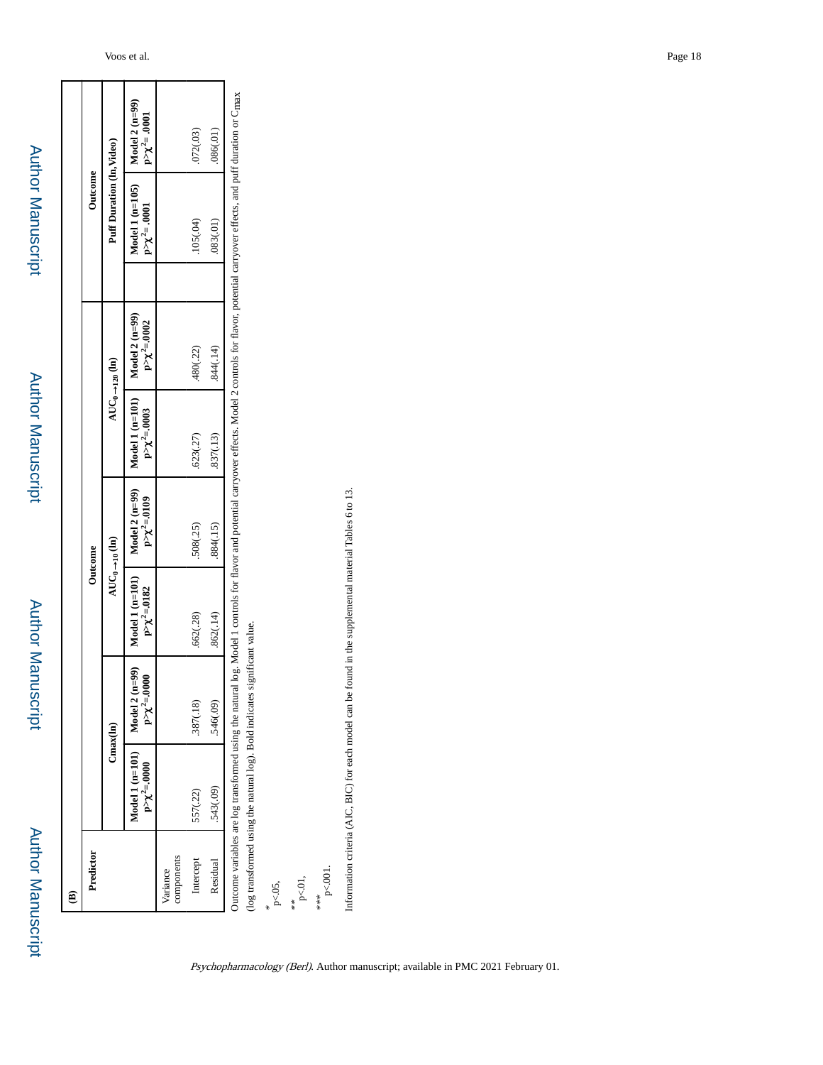(B)

| Predictor | Outcome | | | | | | Outcome | |
|---|---|---|---|---|---|---|---|---|
| | Cmax(ln) | | $AUC_{0\rightarrow10}$ (ln) | | $AUC_{0\rightarrow120}$ (ln) | | Puff Duration (ln, Video) | |
| | **Model 1 (n=101)** $p>\chi^2$=.0000 | **Model 2 (n=99)** $p>\chi^2$=.0000 | **Model 1 (n=101)** $p>\chi^2$=.0182 | **Model 2 (n=99)** $p>\chi^2$=.0109 | **Model 1 (n=101)** $p>\chi^2$=.0003 | **Model 2 (n=99)** $p>\chi^2$=.0002 | **Model 1 (n=105)** $p>\chi^2$= .0001 | **Model 2 (n=99)** $p>\chi^2$= .0001 |
| Variance components | | | | | | | | |
| Intercept | 557(.22) | .387(.18) | .662(.28) | .508(.25) | .623(.27) | .480(.22) | .105(.04) | .072(.03) |
| Residual | .543(.09) | .546(.09) | .862(.14) | .884(.15) | .837(.13) | .844(.14) | .083(.01) | .086(.01) |

Outcome variables are log transformed using the natural log. Model 1 controls for flavor and potential carryover effects. Model 2 controls for flavor, potential carryover effects, and puff duration or Cmax (log transformed using the natural log). Bold indicates significant value.

* p<.05,

** p<.01,

*** p<.001.

Information criteria (AIC, BIC) for each model can be found in the supplemental material Tables 6 to 13.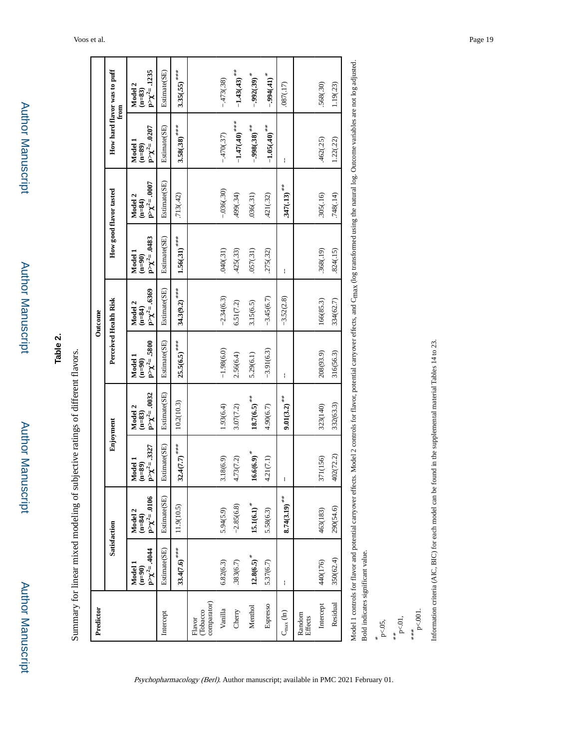## Table 2.

Summary for linear mixed modeling of subjective ratings of different flavors.

| Predictor | Outcome | | | | | | | | | |
|---|---|---|---|---|---|---|---|---|---|---|
| | Satisfaction | | Enjoyment | | Perceived Health Risk | | How good flavor tasted | | How hard flavor was to puff from | |
| | Model 1 (n=90) $p>\chi^2=.4044$ | Model 2 (n=84) $p>\chi^2=.0106$ | Model 1 (n=89) $p>\chi^2=.3327$ | Model 2 (n=83) $p>\chi^2=.0032$ | Model 1 (n=90) $p>\chi^2=.5800$ | Model 2 (n=84) $p>\chi^2=.6369$ | Model 1 (n=90) $p>\chi^2=.0483$ | Model 2 (n=84) $p>\chi^2=.0007$ | Model 1 (n=89) $p>\chi^2=.0207$ | Model 2 (n=83) $p>\chi^2=.1235$ |
| Intercept | Estimate(SE) | Estimate(SE) | Estimate(SE) | Estimate(SE) | Estimate(SE) | Estimate(SE) | Estimate(SE) | Estimate(SE) | Estimate(SE) | Estimate(SE) |
| | **33.4(7.6)** *** | 11.9(10.5) | **32.4(7.7)** *** | 10.2(10.3) | **25.5(6.5)** *** | **34.3(9.2)** *** | **1.56(.31)** *** | .713(.42) | **3.58(.38)** *** | **3.35(.55)** *** |
| Flavor (Tobacco comparator) | | | | | | | | | | |
| Vanilla | 6.82(6.3) | 5.94(5.9) | 3.18(6.9) | 1.93(6.4) | −1.98(6.0) | −2.34(6.3) | .040(.31) | −.036(.30) | −.470(.37) | −.473(.38) |
| Cherry | .383(6.7) | −2.85(6.8) | 4.73(7.2) | 3.07(7.2) | 2.56(6.4) | 6.51(7.2) | .425(.33) | .499(.34) | **−1.47(.40)** *** | **−1.43(.43)** ** |
| Menthol | **12.8(6.5)** * | **15.1(6.1)** * | **16.6(6.9)** * | **18.7(6.5)** ** | 5.29(6.1) | 3.15(6.5) | .057(.31) | .036(.31) | **−.998(.38)** ** | **−.992(.39)** * |
| Espresso | 5.37(6.7) | 5.58(6.3) | 4.21(7.1) | 4.90(6.7) | −3.91(6.3) | −3.45(6.7) | .275(.32) | .421(.32) | **−1.05(.40)** ** | **−.994(.41)** * |
| $C_{max}$ (ln) | -- | **8.74(3.19)** ** | -- | **9.01(3.2)** ** | -- | −3.52(2.8) | -- | **.347(.13)** ** | -- | .087(.17) |
| Random Effects | | | | | | | | | | |
| Intercept | 440(176) | 463(183) | 371(156) | 323(140) | 208(93.9) | 166(85.3) | .368(.19) | .305(.16) | .462(.25) | .568(.30) |
| Residual | 350(62.4) | 290(54.6) | 402(72.2) | 332(63.3) | 316(56.3) | 334(62.7) | .824(.15) | .748(.14) | 1.22(.22) | 1.19(.23) |

Model 1 controls for flavor and potential carryover effects. Model 2 controls for flavor, potential carryover effects, and $C_{max}$ (log transformed using the natural log. Outcome variables are not log adjusted.

Bold indicates significant value.

\* p<.05,

\*\* p<.01,

\*\*\* p<.001.

Information criteria (AIC, BIC) for each model can be found in the supplemental material Tables 14 to 23.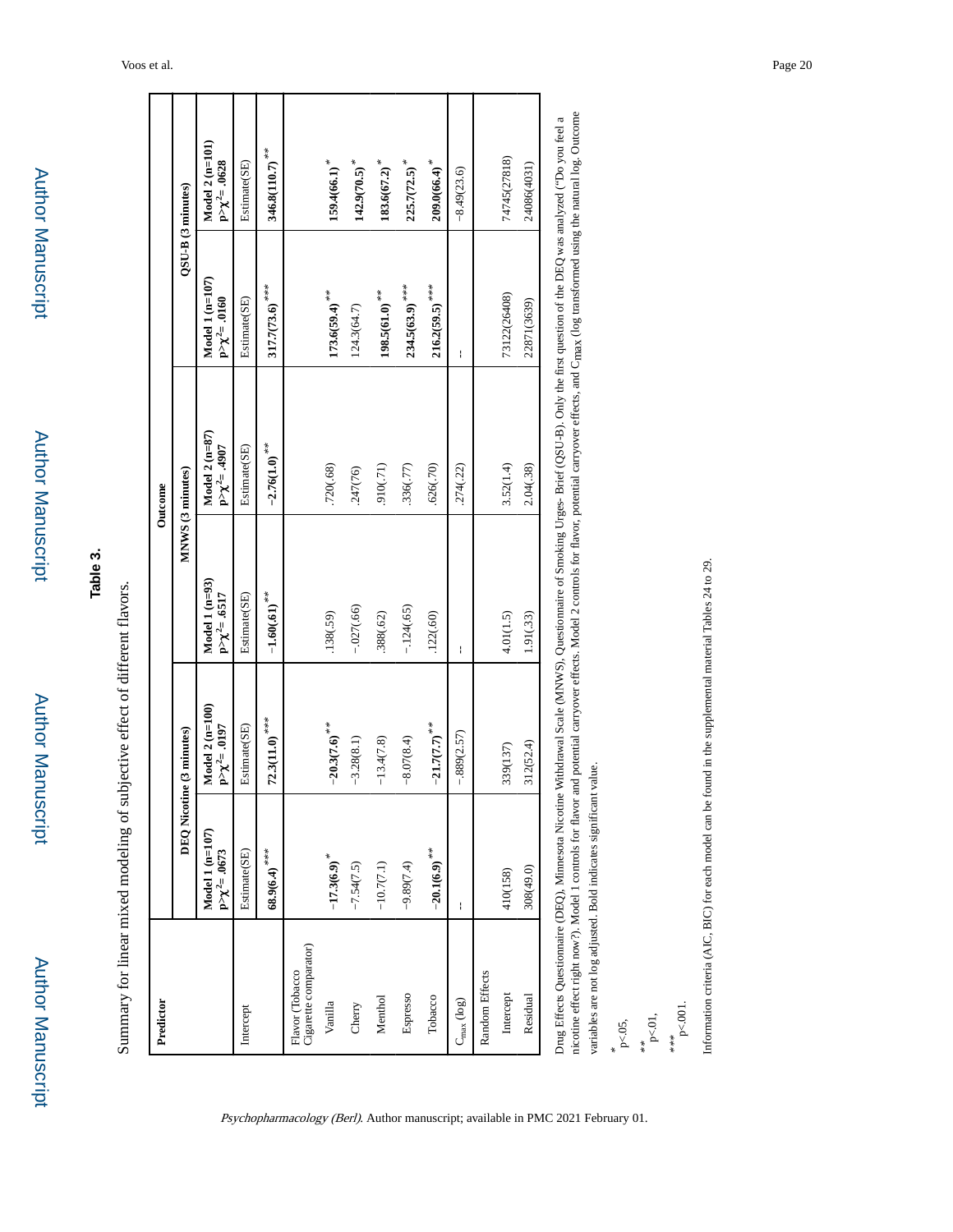**Table 3.**

Summary for linear mixed modeling of subjective effect of different flavors.

| Predictor | Outcome | | | | | | | |
|---|---|---|---|---|---|---|---|---|
| | DEQ Nicotine (3 minutes) | | MNWS (3 minutes) | | QSU-B (3 minutes) | | | |
| | **Model 1 (n=107)** $p>\chi^2 = .0673$ | **Model 2 (n=100)** $p>\chi^2 = .0197$ | **Model 1 (n=93)** $p>\chi^2 = .6517$ | **Model 2 (n=87)** $p>\chi^2 = .4907$ | **Model 1 (n=107)** $p>\chi^2 = .0160$ | **Model 2 (n=101)** $p>\chi^2 = .0628$ | | |
| | Estimate(SE) | Estimate(SE) | Estimate(SE) | Estimate(SE) | Estimate(SE) | Estimate(SE) | | |
| Intercept | **68.9(6.4)**\*\*\* | **72.3(11.0)**\*\*\* | **−1.60(.61)**\*\* | **−2.76(1.0)**\*\* | **317.7(73.6)**\*\*\* | **346.8(110.7)**\*\* | | |
| Flavor (Tobacco Cigarette comparator) | | | | | | | | |
| Vanilla | **−17.3(6.9)**\* | **−20.3(7.6)**\*\* | .138(.59) | .720(.68) | **173.6(59.4)**\*\* | **159.4(66.1)**\* | | |
| Cherry | −7.54(7.5) | −3.28(8.1) | −.027(.66) | .247(76) | 124.3(64.7) | **142.9(70.5)**\* | | |
| Menthol | −10.7(7.1) | −13.4(7.8) | .388(.62) | .910(.71) | **198.5(61.0)**\*\* | **183.6(67.2)**\* | | |
| Espresso | −9.89(7.4) | −8.07(8.4) | −.124(.65) | .336(.77) | **234.5(63.9)**\*\*\* | **225.7(72.5)**\* | | |
| Tobacco | **−20.1(6.9)**\*\* | **−21.7(7.7)**\*\* | .122(.60) | .626(.70) | **216.2(59.5)**\*\*\* | **209.0(66.4)**\* | | |
| $C_{max}$ (log) | -- | −.889(2.57) | -- | .274(.22) | -- | −8.49(23.6) | | |
| Random Effects | | | | | | | | |
| Intercept | 410(158) | 339(137) | 4.01(1.5) | 3.52(1.4) | 73122(26408) | 74745(27818) | | |
| Residual | 308(49.0) | 312(52.4) | 1.91(.33) | 2.04(.38) | 22871(3639) | 24086(4031) | | |

Drug Effects Questionnaire (DEQ), Minnesota Nicotine Withdrawal Scale (MNWS), Questionnaire of Smoking Urges- Brief (QSU-B). Only the first question of the DEQ was analyzed ("Do you feel a nicotine effect right now?). Model 1 controls for flavor and potential carryover effects. Model 2 controls for flavor, potential carryover effects, and $C_{max}$ (log transformed using the natural log. Outcome variables are not log adjusted. Bold indicates significant value.

\* p<.05,

\*\* p<.01,

\*\*\* p<.001.

Information criteria (AIC, BIC) for each model can be found in the supplemental material Tables 24 to 29.